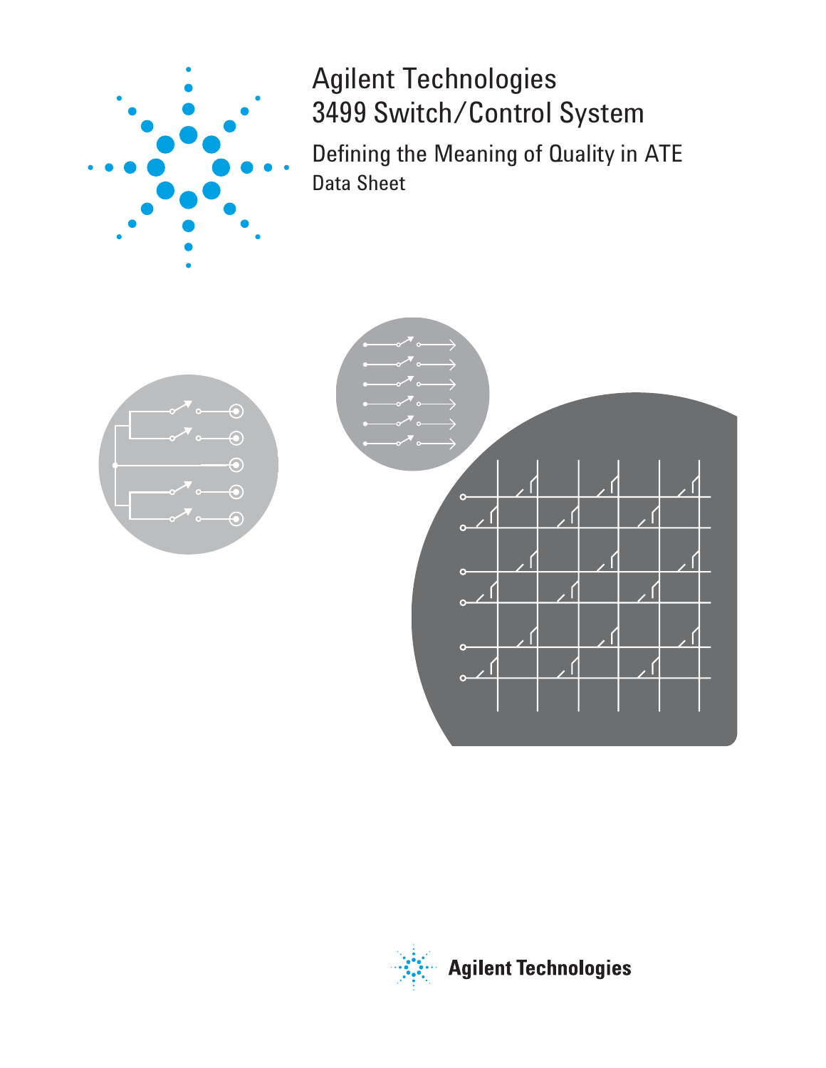# Agilent Technologies 3499 Switch/Control System

## Defining the Meaning of Quality in ATE

Data Sheet

Agilent Technologies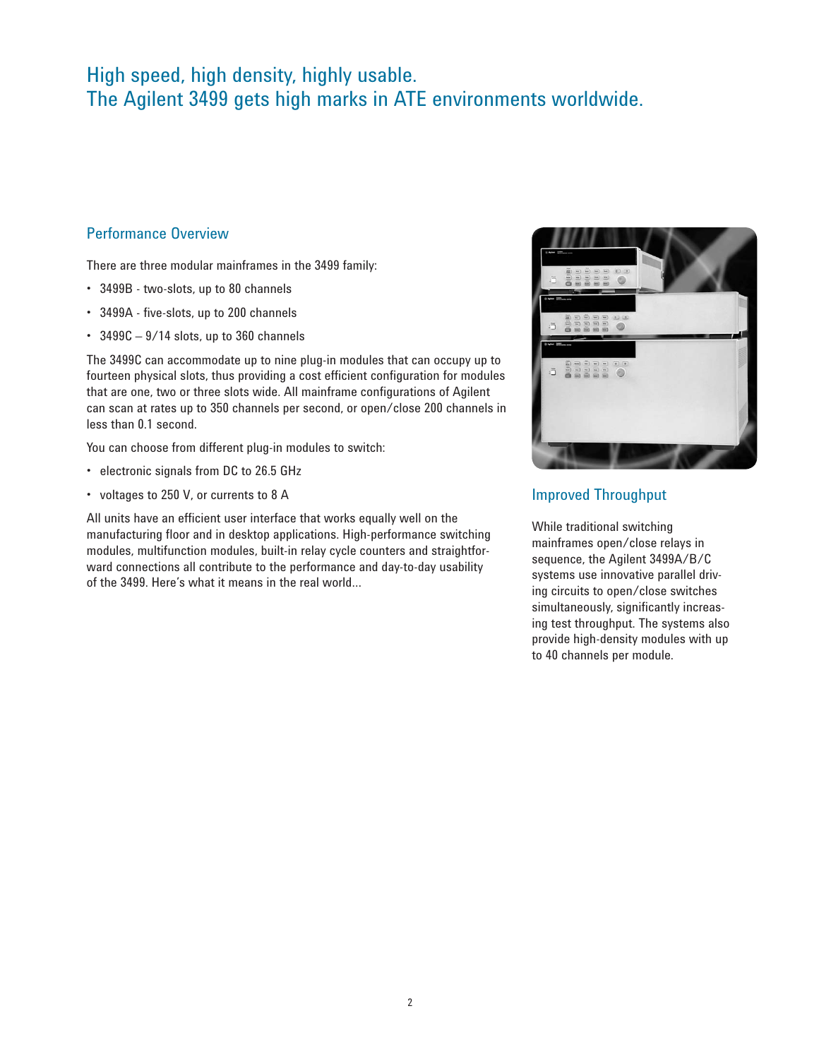# High speed, high density, highly usable. The Agilent 3499 gets high marks in ATE environments worldwide.

## Performance Overview

There are three modular mainframes in the 3499 family:

- 3499B - two-slots, up to 80 channels
- 3499A - five-slots, up to 200 channels
- 3499C – 9/14 slots, up to 360 channels

The 3499C can accommodate up to nine plug-in modules that can occupy up to fourteen physical slots, thus providing a cost efficient configuration for modules that are one, two or three slots wide. All mainframe configurations of Agilent can scan at rates up to 350 channels per second, or open/close 200 channels in less than 0.1 second.

You can choose from different plug-in modules to switch:

- electronic signals from DC to 26.5 GHz
- voltages to 250 V, or currents to 8 A

All units have an efficient user interface that works equally well on the manufacturing floor and in desktop applications. High-performance switching modules, multifunction modules, built-in relay cycle counters and straightforward connections all contribute to the performance and day-to-day usability of the 3499. Here's what it means in the real world...

## Improved Throughput

While traditional switching mainframes open/close relays in sequence, the Agilent 3499A/B/C systems use innovative parallel driving circuits to open/close switches simultaneously, significantly increasing test throughput. The systems also provide high-density modules with up to 40 channels per module.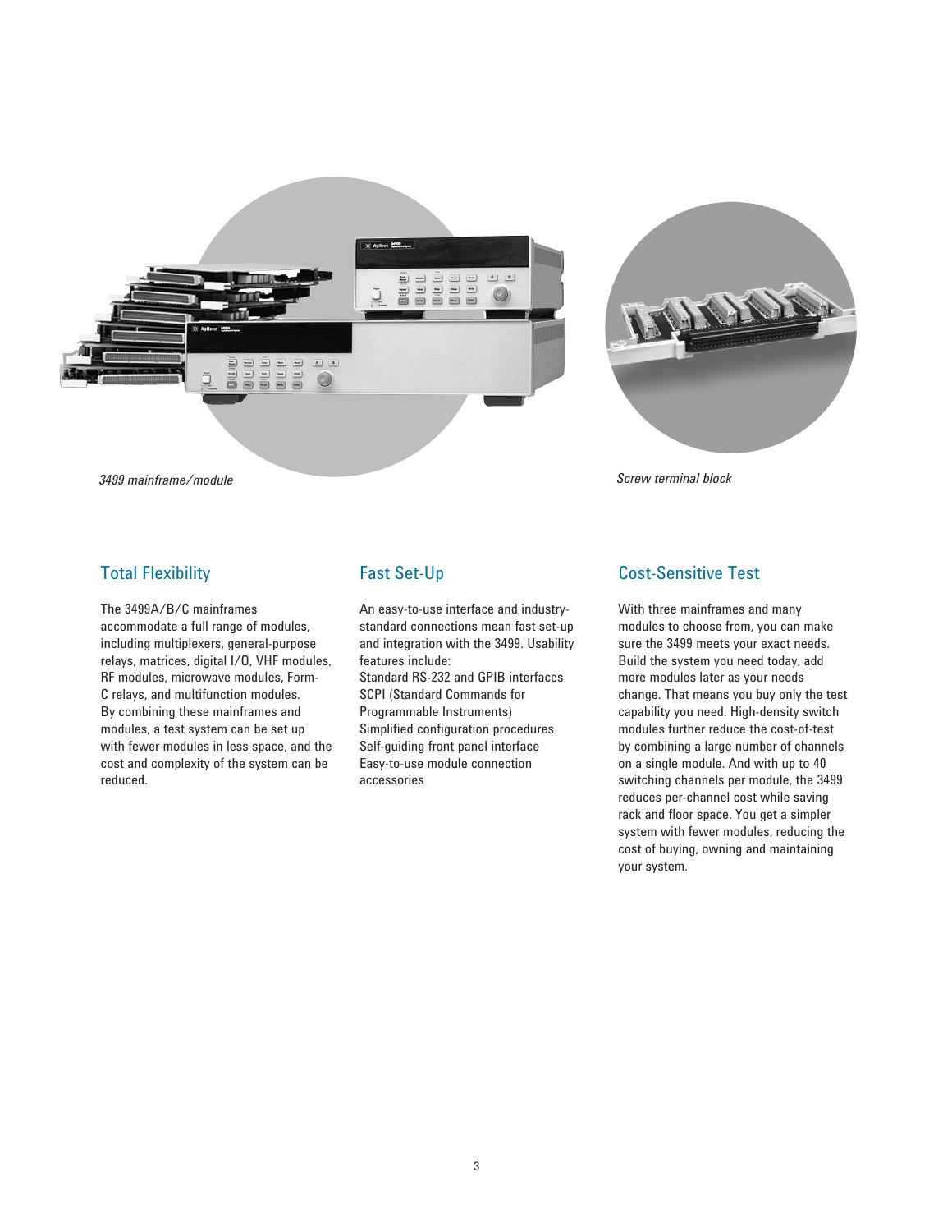*3499 mainframe/module*

*Screw terminal block*

## Total Flexibility

The 3499A/B/C mainframes accommodate a full range of modules, including multiplexers, general-purpose relays, matrices, digital I/O, VHF modules, RF modules, microwave modules, Form-C relays, and multifunction modules. By combining these mainframes and modules, a test system can be set up with fewer modules in less space, and the cost and complexity of the system can be reduced.

## Fast Set-Up

An easy-to-use interface and industry-standard connections mean fast set-up and integration with the 3499. Usability features include:

- Standard RS-232 and GPIB interfaces
- SCPI (Standard Commands for Programmable Instruments)
- Simplified configuration procedures
- Self-guiding front panel interface
- Easy-to-use module connection accessories

## Cost-Sensitive Test

With three mainframes and many modules to choose from, you can make sure the 3499 meets your exact needs. Build the system you need today, add more modules later as your needs change. That means you buy only the test capability you need. High-density switch modules further reduce the cost-of-test by combining a large number of channels on a single module. And with up to 40 switching channels per module, the 3499 reduces per-channel cost while saving rack and floor space. You get a simpler system with fewer modules, reducing the cost of buying, owning and maintaining your system.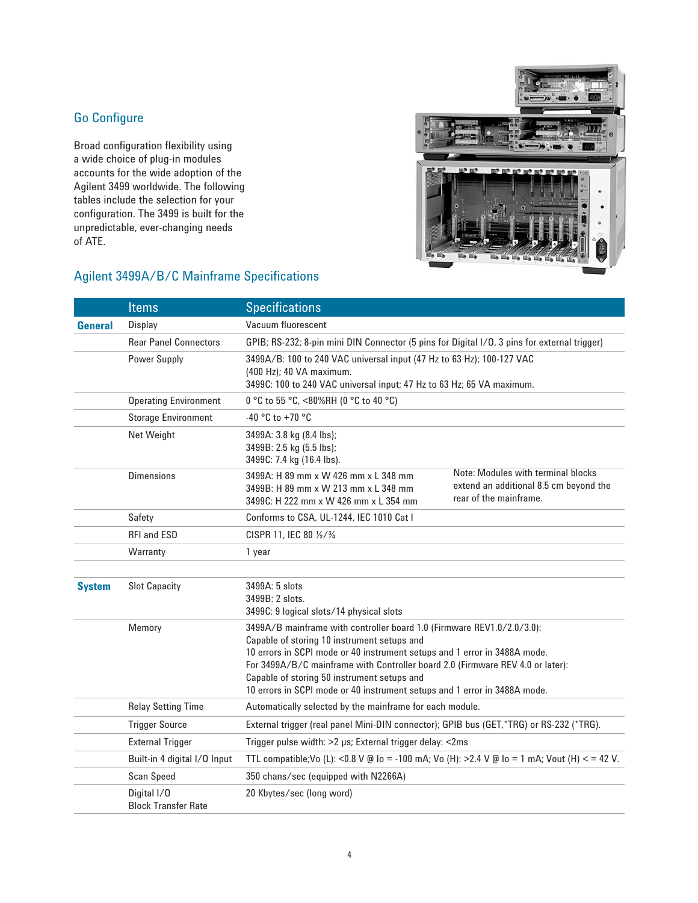## Go Configure

Broad configuration flexibility using a wide choice of plug-in modules accounts for the wide adoption of the Agilent 3499 worldwide. The following tables include the selection for your configuration. The 3499 is built for the unpredictable, ever-changing needs of ATE.

## Agilent 3499A/B/C Mainframe Specifications

| | Items | Specifications |
|---|---|---|
| **General** | Display | Vacuum fluorescent |
| | Rear Panel Connectors | GPIB; RS-232; 8-pin mini DIN Connector (5 pins for Digital I/O, 3 pins for external trigger) |
| | Power Supply | 3499A/B: 100 to 240 VAC universal input (47 Hz to 63 Hz); 100-127 VAC (400 Hz); 40 VA maximum.<br>3499C: 100 to 240 VAC universal input; 47 Hz to 63 Hz; 65 VA maximum. |
| | Operating Environment | 0 °C to 55 °C, <80%RH (0 °C to 40 °C) |
| | Storage Environment | -40 °C to +70 °C |
| | Net Weight | 3499A: 3.8 kg (8.4 lbs);<br>3499B: 2.5 kg (5.5 lbs);<br>3499C: 7.4 kg (16.4 lbs). |
| | Dimensions | 3499A: H 89 mm x W 426 mm x L 348 mm<br>3499B: H 89 mm x W 213 mm x L 348 mm<br>3499C: H 222 mm x W 426 mm x L 354 mm<br>Note: Modules with terminal blocks extend an additional 8.5 cm beyond the rear of the mainframe. |
| | Safety | Conforms to CSA, UL-1244, IEC 1010 Cat I |
| | RFI and ESD | CISPR 11, IEC 80 ½/¾ |
| | Warranty | 1 year |
| **System** | Slot Capacity | 3499A: 5 slots<br>3499B: 2 slots.<br>3499C: 9 logical slots/14 physical slots |
| | Memory | 3499A/B mainframe with controller board 1.0 (Firmware REV1.0/2.0/3.0):<br>Capable of storing 10 instrument setups and<br>10 errors in SCPI mode or 40 instrument setups and 1 error in 3488A mode.<br>For 3499A/B/C mainframe with Controller board 2.0 (Firmware REV 4.0 or later):<br>Capable of storing 50 instrument setups and<br>10 errors in SCPI mode or 40 instrument setups and 1 error in 3488A mode. |
| | Relay Setting Time | Automatically selected by the mainframe for each module. |
| | Trigger Source | External trigger (real panel Mini-DIN connector); GPIB bus (GET,*TRG) or RS-232 (*TRG). |
| | External Trigger | Trigger pulse width: >2 μs; External trigger delay: <2ms |
| | Built-in 4 digital I/O Input | TTL compatible;Vo (L): <0.8 V @ Io = -100 mA; Vo (H): >2.4 V @ Io = 1 mA; Vout (H) < = 42 V. |
| | Scan Speed | 350 chans/sec (equipped with N2266A) |
| | Digital I/O Block Transfer Rate | 20 Kbytes/sec (long word) |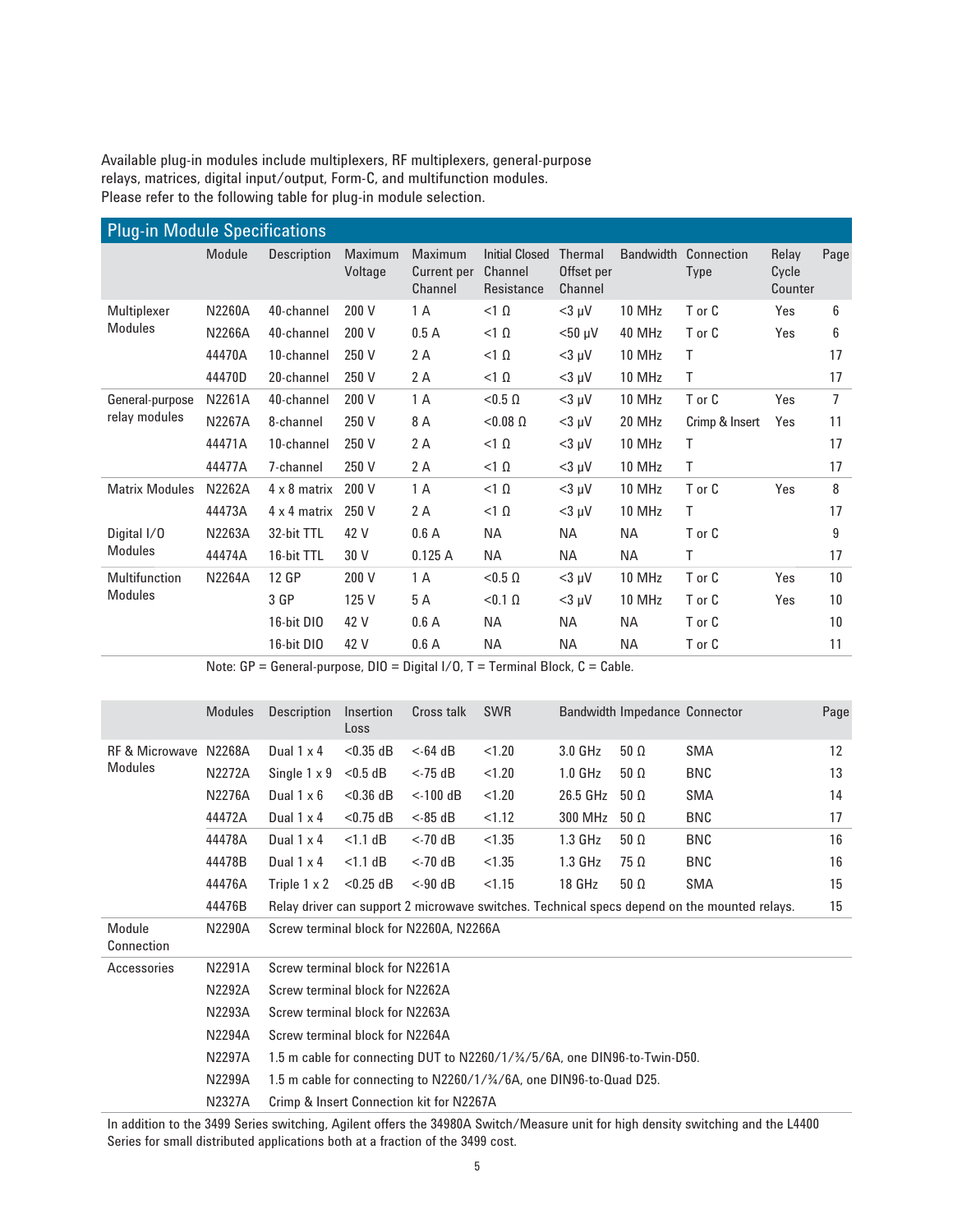Available plug-in modules include multiplexers, RF multiplexers, general-purpose relays, matrices, digital input/output, Form-C, and multifunction modules. Please refer to the following table for plug-in module selection.

## Plug-in Module Specifications

| | Module | Description | Maximum Voltage | Maximum Current per Channel | Initial Closed Channel Resistance | Thermal Offset per Channel | Bandwidth | Connection Type | Relay Cycle Counter | Page |
|---|---|---|---|---|---|---|---|---|---|---|
| Multiplexer Modules | N2260A | 40-channel | 200 V | 1 A | <1 Ω | <3 µV | 10 MHz | T or C | Yes | 6 |
| | N2266A | 40-channel | 200 V | 0.5 A | <1 Ω | <50 µV | 40 MHz | T or C | Yes | 6 |
| | 44470A | 10-channel | 250 V | 2 A | <1 Ω | <3 µV | 10 MHz | T | | 17 |
| | 44470D | 20-channel | 250 V | 2 A | <1 Ω | <3 µV | 10 MHz | T | | 17 |
| General-purpose relay modules | N2261A | 40-channel | 200 V | 1 A | <0.5 Ω | <3 µV | 10 MHz | T or C | Yes | 7 |
| | N2267A | 8-channel | 250 V | 8 A | <0.08 Ω | <3 µV | 20 MHz | Crimp & Insert | Yes | 11 |
| | 44471A | 10-channel | 250 V | 2 A | <1 Ω | <3 µV | 10 MHz | T | | 17 |
| | 44477A | 7-channel | 250 V | 2 A | <1 Ω | <3 µV | 10 MHz | T | | 17 |
| Matrix Modules | N2262A | 4 x 8 matrix | 200 V | 1 A | <1 Ω | <3 µV | 10 MHz | T or C | Yes | 8 |
| | 44473A | 4 x 4 matrix | 250 V | 2 A | <1 Ω | <3 µV | 10 MHz | T | | 17 |
| Digital I/O Modules | N2263A | 32-bit TTL | 42 V | 0.6 A | NA | NA | NA | T or C | | 9 |
| | 44474A | 16-bit TTL | 30 V | 0.125 A | NA | NA | NA | T | | 17 |
| Multifunction Modules | N2264A | 12 GP | 200 V | 1 A | <0.5 Ω | <3 µV | 10 MHz | T or C | Yes | 10 |
| | | 3 GP | 125 V | 5 A | <0.1 Ω | <3 µV | 10 MHz | T or C | Yes | 10 |
| | | 16-bit DIO | 42 V | 0.6 A | NA | NA | NA | T or C | | 10 |
| | | 16-bit DIO | 42 V | 0.6 A | NA | NA | NA | T or C | | 11 |

Note: GP = General-purpose, DIO = Digital I/O, T = Terminal Block, C = Cable.

| | Modules | Description | Insertion Loss | Cross talk | SWR | Bandwidth | Impedance | Connector | Page |
|---|---|---|---|---|---|---|---|---|---|
| RF & Microwave Modules | N2268A | Dual 1 x 4 | <0.35 dB | <-64 dB | <1.20 | 3.0 GHz | 50 Ω | SMA | 12 |
| | N2272A | Single 1 x 9 | <0.5 dB | <-75 dB | <1.20 | 1.0 GHz | 50 Ω | BNC | 13 |
| | N2276A | Dual 1 x 6 | <0.36 dB | <-100 dB | <1.20 | 26.5 GHz | 50 Ω | SMA | 14 |
| | 44472A | Dual 1 x 4 | <0.75 dB | <-85 dB | <1.12 | 300 MHz | 50 Ω | BNC | 17 |
| | 44478A | Dual 1 x 4 | <1.1 dB | <-70 dB | <1.35 | 1.3 GHz | 50 Ω | BNC | 16 |
| | 44478B | Dual 1 x 4 | <1.1 dB | <-70 dB | <1.35 | 1.3 GHz | 75 Ω | BNC | 16 |
| | 44476A | Triple 1 x 2 | <0.25 dB | <-90 dB | <1.15 | 18 GHz | 50 Ω | SMA | 15 |
| | 44476B | Relay driver can support 2 microwave switches. Technical specs depend on the mounted relays. | | | | | | | 15 |
| Module Connection | N2290A | Screw terminal block for N2260A, N2266A | | | | | | | |
| Accessories | N2291A | Screw terminal block for N2261A | | | | | | | |
| | N2292A | Screw terminal block for N2262A | | | | | | | |
| | N2293A | Screw terminal block for N2263A | | | | | | | |
| | N2294A | Screw terminal block for N2264A | | | | | | | |
| | N2297A | 1.5 m cable for connecting DUT to N2260/1/¾/5/6A, one DIN96-to-Twin-D50. | | | | | | | |
| | N2299A | 1.5 m cable for connecting to N2260/1/¾/6A, one DIN96-to-Quad D25. | | | | | | | |
| | N2327A | Crimp & Insert Connection kit for N2267A | | | | | | | |

In addition to the 3499 Series switching, Agilent offers the 34980A Switch/Measure unit for high density switching and the L4400 Series for small distributed applications both at a fraction of the 3499 cost.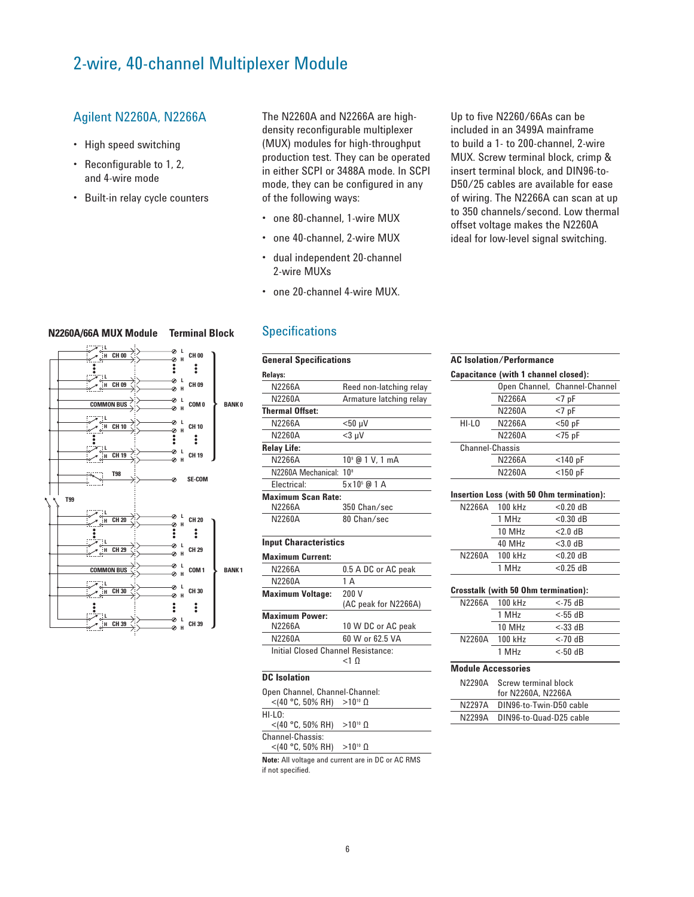# 2-wire, 40-channel Multiplexer Module

## Agilent N2260A, N2266A

- High speed switching
- Reconfigurable to 1, 2, and 4-wire mode
- Built-in relay cycle counters

The N2260A and N2266A are high-density reconfigurable multiplexer (MUX) modules for high-throughput production test. They can be operated in either SCPI or 3488A mode. In SCPI mode, they can be configured in any of the following ways:

- one 80-channel, 1-wire MUX
- one 40-channel, 2-wire MUX
- dual independent 20-channel 2-wire MUXs
- one 20-channel 4-wire MUX.

Up to five N2260/66As can be included in an 3499A mainframe to build a 1- to 200-channel, 2-wire MUX. Screw terminal block, crimp & insert terminal block, and DIN96-to-D50/25 cables are available for ease of wiring. The N2266A can scan at up to 350 channels/second. Low thermal offset voltage makes the N2260A ideal for low-level signal switching.

**N2260A/66A MUX Module** **Terminal Block**

## Specifications

**General Specifications**

| Relays: | |
|---|---|
| N2266A | Reed non-latching relay |
| N2260A | Armature latching relay |
| **Thermal Offset:** | |
| N2266A | <50 μV |
| N2260A | <3 μV |
| **Relay Life:** | |
| N2266A | $10^8$ @ 1 V, 1 mA |
| N2260A Mechanical: | $10^8$ |
| Electrical: | $5 \times 10^5$ @ 1 A |
| **Maximum Scan Rate:** | |
| N2266A | 350 Chan/sec |
| N2260A | 80 Chan/sec |

**Input Characteristics**

| Maximum Current: | |
|---|---|
| N2266A | 0.5 A DC or AC peak |
| N2260A | 1 A |
| **Maximum Voltage:** | 200 V (AC peak for N2266A) |
| **Maximum Power:** | |
| N2266A | 10 W DC or AC peak |
| N2260A | 60 W or 62.5 VA |
| Initial Closed Channel Resistance: | <1 Ω |

**DC Isolation**

| | |
|---|---|
| Open Channel, Channel-Channel: <(40 °C, 50% RH) | $>10^{10}$ Ω |
| HI-LO: <(40 °C, 50% RH) | $>10^{10}$ Ω |
| Channel-Chassis: <(40 °C, 50% RH) | $>10^{10}$ Ω |

**Note:** All voltage and current are in DC or AC RMS if not specified.

**AC Isolation/Performance**

**Capacitance (with 1 channel closed):**

| | | |
|---|---|---|
| Open Channel, Channel-Channel | | |
| | N2266A | <7 pF |
| | N2260A | <7 pF |
| HI-LO | N2266A | <50 pF |
| | N2260A | <75 pF |
| Channel-Chassis | | |
| | N2266A | <140 pF |
| | N2260A | <150 pF |

**Insertion Loss (with 50 Ohm termination):**

| | | |
|---|---|---|
| N2266A | 100 kHz | <0.20 dB |
| | 1 MHz | <0.30 dB |
| | 10 MHz | <2.0 dB |
| | 40 MHz | <3.0 dB |
| N2260A | 100 kHz | <0.20 dB |
| | 1 MHz | <0.25 dB |

**Crosstalk (with 50 Ohm termination):**

| | | |
|---|---|---|
| N2266A | 100 kHz | <-75 dB |
| | 1 MHz | <-55 dB |
| | 10 MHz | <-33 dB |
| N2260A | 100 kHz | <-70 dB |
| | 1 MHz | <-50 dB |

**Module Accessories**

| | |
|---|---|
| N2290A | Screw terminal block for N2260A, N2266A |
| N2297A | DIN96-to-Twin-D50 cable |
| N2299A | DIN96-to-Quad-D25 cable |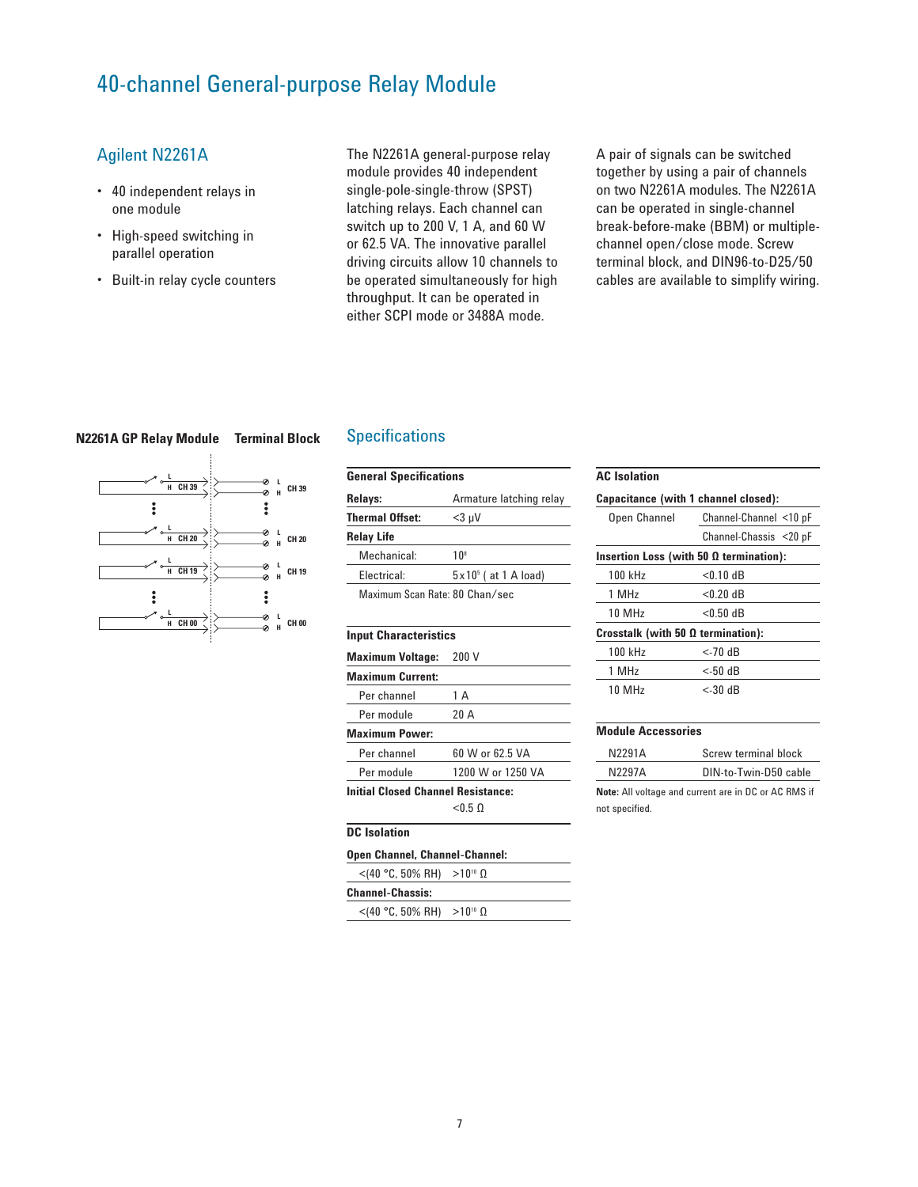# 40-channel General-purpose Relay Module

## Agilent N2261A

- 40 independent relays in one module
- High-speed switching in parallel operation
- Built-in relay cycle counters

The N2261A general-purpose relay module provides 40 independent single-pole-single-throw (SPST) latching relays. Each channel can switch up to 200 V, 1 A, and 60 W or 62.5 VA. The innovative parallel driving circuits allow 10 channels to be operated simultaneously for high throughput. It can be operated in either SCPI mode or 3488A mode.

A pair of signals can be switched together by using a pair of channels on two N2261A modules. The N2261A can be operated in single-channel break-before-make (BBM) or multiple-channel open/close mode. Screw terminal block, and DIN96-to-D25/50 cables are available to simplify wiring.

**N2261A GP Relay Module** **Terminal Block**

CH 39, CH 20, CH 19, CH 00

## Specifications

| General Specifications | |
|---|---|
| **Relays:** | Armature latching relay |
| **Thermal Offset:** | <3 μV |
| **Relay Life** | |
| Mechanical: | $10^8$ |
| Electrical: | $5 \times 10^5$ ( at 1 A load) |
| Maximum Scan Rate: 80 Chan/sec | |

| Input Characteristics | |
|---|---|
| **Maximum Voltage:** | 200 V |
| **Maximum Current:** | |
| Per channel | 1 A |
| Per module | 20 A |
| **Maximum Power:** | |
| Per channel | 60 W or 62.5 VA |
| Per module | 1200 W or 1250 VA |
| **Initial Closed Channel Resistance:** | <0.5 Ω |

| DC Isolation | |
|---|---|
| **Open Channel, Channel-Channel:** | |
| <(40 °C, 50% RH) | $>10^{10}$ Ω |
| **Channel-Chassis:** | |
| <(40 °C, 50% RH) | $>10^{10}$ Ω |

| AC Isolation | |
|---|---|
| **Capacitance (with 1 channel closed):** | |
| Open Channel | Channel-Channel <10 pF |
| | Channel-Chassis <20 pF |
| **Insertion Loss (with 50 Ω termination):** | |
| 100 kHz | <0.10 dB |
| 1 MHz | <0.20 dB |
| 10 MHz | <0.50 dB |
| **Crosstalk (with 50 Ω termination):** | |
| 100 kHz | <-70 dB |
| 1 MHz | <-50 dB |
| 10 MHz | <-30 dB |

| Module Accessories | |
|---|---|
| N2291A | Screw terminal block |
| N2297A | DIN-to-Twin-D50 cable |

**Note:** All voltage and current are in DC or AC RMS if not specified.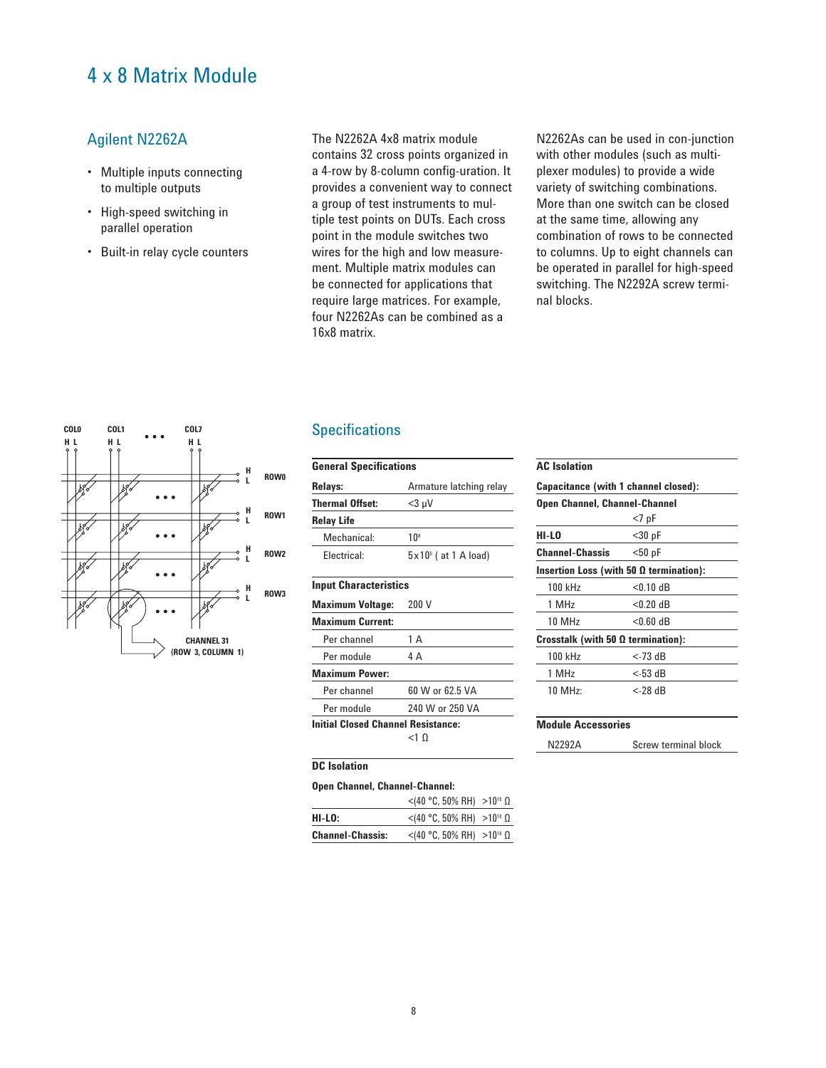# 4 x 8 Matrix Module

## Agilent N2262A

- Multiple inputs connecting to multiple outputs
- High-speed switching in parallel operation
- Built-in relay cycle counters

The N2262A 4x8 matrix module contains 32 cross points organized in a 4-row by 8-column config-uration. It provides a convenient way to connect a group of test instruments to multiple test points on DUTs. Each cross point in the module switches two wires for the high and low measurement. Multiple matrix modules can be connected for applications that require large matrices. For example, four N2262As can be combined as a 16x8 matrix.

N2262As can be used in con-junction with other modules (such as multiplexer modules) to provide a wide variety of switching combinations. More than one switch can be closed at the same time, allowing any combination of rows to be connected to columns. Up to eight channels can be operated in parallel for high-speed switching. The N2292A screw terminal blocks.

COL0 H L, COL1 H L, ..., COL7 H L; ROW0 H L, ROW1 H L, ROW2 H L, ROW3 H L

CHANNEL 31 (ROW 3, COLUMN 1)

## Specifications

| General Specifications | |
|---|---|
| **Relays:** | Armature latching relay |
| **Thermal Offset:** | <3 μV |
| **Relay Life** | |
| Mechanical: | $10^8$ |
| Electrical: | $5 \times 10^5$ ( at 1 A load) |

| Input Characteristics | |
|---|---|
| **Maximum Voltage:** | 200 V |
| **Maximum Current:** | |
| Per channel | 1 A |
| Per module | 4 A |
| **Maximum Power:** | |
| Per channel | 60 W or 62.5 VA |
| Per module | 240 W or 250 VA |
| **Initial Closed Channel Resistance:** | |
| | <1 Ω |

| DC Isolation | |
|---|---|
| **Open Channel, Channel-Channel:** | |
| | <(40 °C, 50% RH) >$10^{10}$ Ω |
| **HI-LO:** | <(40 °C, 50% RH) >$10^{10}$ Ω |
| **Channel-Chassis:** | <(40 °C, 50% RH) >$10^{10}$ Ω |

| AC Isolation | |
|---|---|
| **Capacitance (with 1 channel closed):** | |
| **Open Channel, Channel-Channel** | |
| | <7 pF |
| **HI-LO** | <30 pF |
| **Channel-Chassis** | <50 pF |
| **Insertion Loss (with 50 Ω termination):** | |
| 100 kHz | <0.10 dB |
| 1 MHz | <0.20 dB |
| 10 MHz | <0.60 dB |
| **Crosstalk (with 50 Ω termination):** | |
| 100 kHz | <-73 dB |
| 1 MHz | <-53 dB |
| 10 MHz: | <-28 dB |

| Module Accessories | |
|---|---|
| N2292A | Screw terminal block |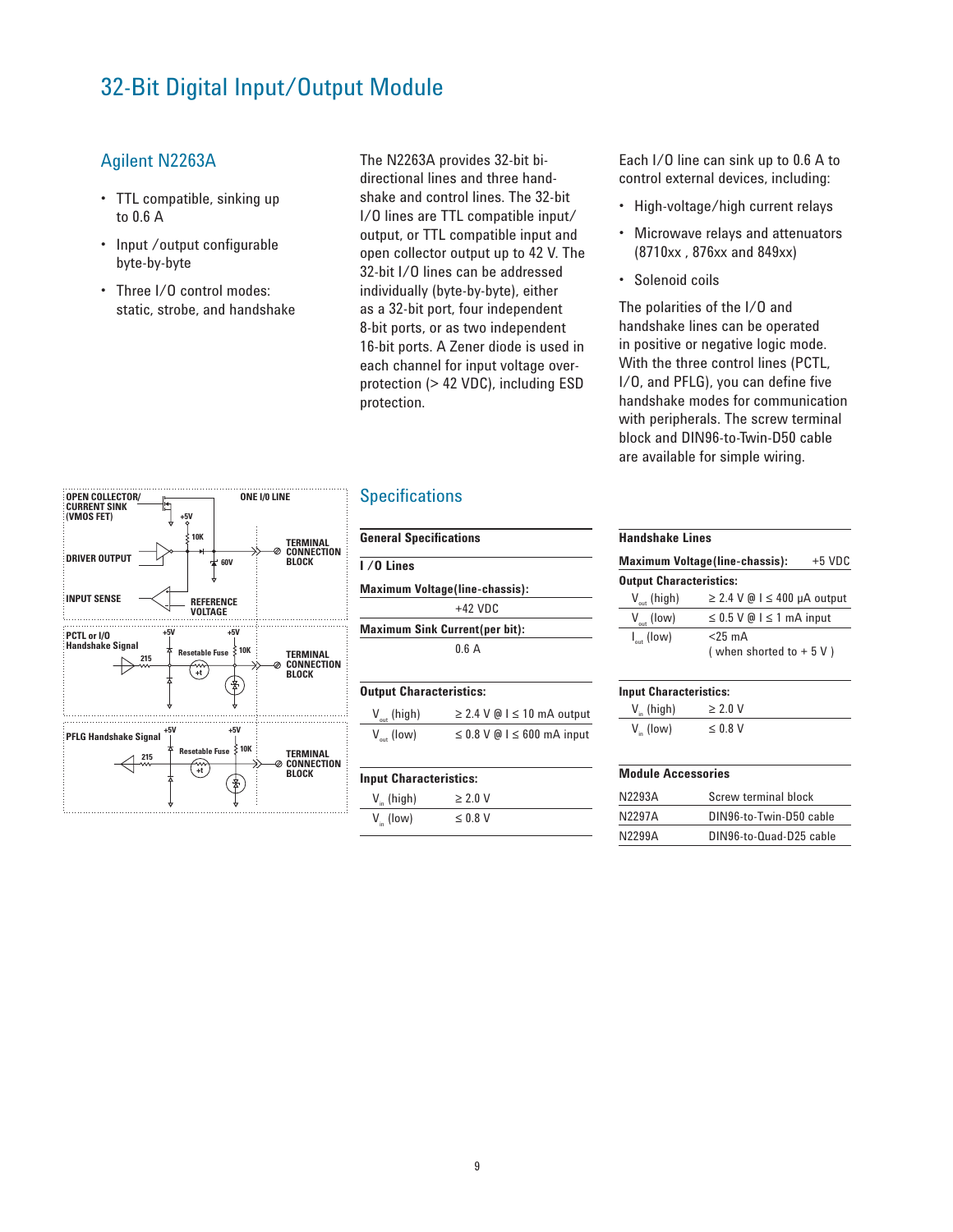# 32-Bit Digital Input/Output Module

## Agilent N2263A

- TTL compatible, sinking up to 0.6 A
- Input /output configurable byte-by-byte
- Three I/O control modes: static, strobe, and handshake

The N2263A provides 32-bit bi-directional lines and three hand-shake and control lines. The 32-bit I/O lines are TTL compatible input/output, or TTL compatible input and open collector output up to 42 V. The 32-bit I/O lines can be addressed individually (byte-by-byte), either as a 32-bit port, four independent 8-bit ports, or as two independent 16-bit ports. A Zener diode is used in each channel for input voltage over-protection (> 42 VDC), including ESD protection.

Each I/O line can sink up to 0.6 A to control external devices, including:

- High-voltage/high current relays
- Microwave relays and attenuators (8710xx , 876xx and 849xx)
- Solenoid coils

The polarities of the I/O and handshake lines can be operated in positive or negative logic mode. With the three control lines (PCTL, I/O, and PFLG), you can define five handshake modes for communication with peripherals. The screw terminal block and DIN96-to-Twin-D50 cable are available for simple wiring.

OPEN COLLECTOR/ CURRENT SINK (VMOS FET) — ONE I/O LINE — DRIVER OUTPUT — INPUT SENSE — REFERENCE VOLTAGE — +5V — 10K — 60V — TERMINAL CONNECTION BLOCK

PCTL or I/O Handshake Signal — +5V — +5V — 215 — Resetable Fuse — 10K — TERMINAL CONNECTION BLOCK

PFLG Handshake Signal — +5V — +5V — 215 — Resetable Fuse — 10K — TERMINAL CONNECTION BLOCK

## Specifications

**General Specifications**

**I /O Lines**

| **Maximum Voltage(line-chassis):** | |
|---|---|
| | +42 VDC |
| **Maximum Sink Current(per bit):** | |
| | 0.6 A |

**Output Characteristics:**

| | |
|---|---|
| $V_{out}$ (high) | ≥ 2.4 V @ I ≤ 10 mA output |
| $V_{out}$ (low) | ≤ 0.8 V @ I ≤ 600 mA input |

**Input Characteristics:**

| | |
|---|---|
| $V_{in}$ (high) | ≥ 2.0 V |
| $V_{in}$ (low) | ≤ 0.8 V |

**Handshake Lines**

| **Maximum Voltage(line-chassis):** | +5 VDC |
|---|---|

**Output Characteristics:**

| | |
|---|---|
| $V_{out}$ (high) | ≥ 2.4 V @ I ≤ 400 µA output |
| $V_{out}$ (low) | ≤ 0.5 V @ I ≤ 1 mA input |
| $I_{out}$ (low) | <25 mA ( when shorted to + 5 V ) |

**Input Characteristics:**

| | |
|---|---|
| $V_{in}$ (high) | ≥ 2.0 V |
| $V_{in}$ (low) | ≤ 0.8 V |

**Module Accessories**

| | |
|---|---|
| N2293A | Screw terminal block |
| N2297A | DIN96-to-Twin-D50 cable |
| N2299A | DIN96-to-Quad-D25 cable |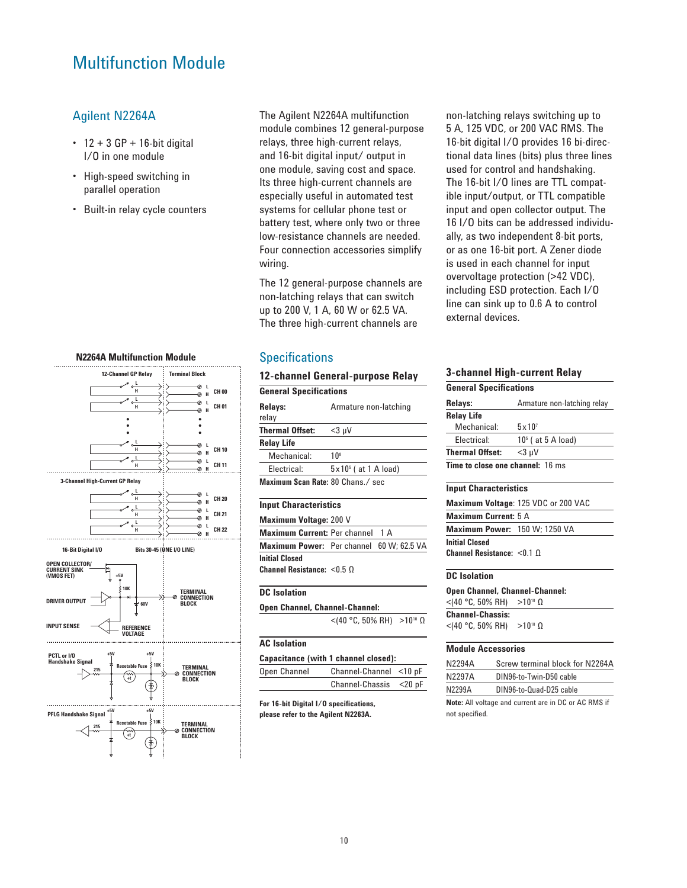# Multifunction Module

## Agilent N2264A

- 12 + 3 GP + 16-bit digital I/O in one module
- High-speed switching in parallel operation
- Built-in relay cycle counters

The Agilent N2264A multifunction module combines 12 general-purpose relays, three high-current relays, and 16-bit digital input/ output in one module, saving cost and space. Its three high-current channels are especially useful in automated test systems for cellular phone test or battery test, where only two or three low-resistance channels are needed. Four connection accessories simplify wiring.

The 12 general-purpose channels are non-latching relays that can switch up to 200 V, 1 A, 60 W or 62.5 VA. The three high-current channels are non-latching relays switching up to 5 A, 125 VDC, or 200 VAC RMS. The 16-bit digital I/O provides 16 bi-directional data lines (bits) plus three lines used for control and handshaking. The 16-bit I/O lines are TTL compatible input/output, or TTL compatible input and open collector output. The 16 I/O bits can be addressed individually, as two independent 8-bit ports, or as one 16-bit port. A Zener diode is used in each channel for input overvoltage protection (>42 VDC), including ESD protection. Each I/O line can sink up to 0.6 A to control external devices.

**N2264A Multifunction Module**

12-Channel GP Relay | Terminal Block | CH 00 | CH 01 | CH 10 | CH 11 | 3-Channel High-Current GP Relay | CH 20 | CH 21 | CH 22 | 16-Bit Digital I/O | Bits 30-45 (ONE I/O LINE) | OPEN COLLECTOR/ CURRENT SINK (VMOS FET) | DRIVER OUTPUT | INPUT SENSE | REFERENCE VOLTAGE | TERMINAL CONNECTION BLOCK | PCTL or I/O Handshake Signal | PFLG Handshake Signal | Resetable Fuse

## Specifications

### 12-channel General-purpose Relay

**General Specifications**

| | |
|---|---|
| **Relays:** | Armature non-latching relay |
| **Thermal Offset:** | <3 μV |
| **Relay Life** | |
| Mechanical: | $10^8$ |
| Electrical: | $5 \times 10^5$ ( at 1 A load) |

**Maximum Scan Rate:** 80 Chans./ sec

**Input Characteristics**

**Maximum Voltage:** 200 V

**Maximum Current:** Per channel 1 A

**Maximum Power:** Per channel 60 W; 62.5 VA

**Initial Closed Channel Resistance:** <0.5 Ω

**DC Isolation**

**Open Channel, Channel-Channel:** <(40 °C, 50% RH) >$10^{10}$ Ω

**AC Isolation**

**Capacitance (with 1 channel closed):**

| | | |
|---|---|---|
| Open Channel | Channel-Channel | <10 pF |
| | Channel-Chassis | <20 pF |

**For 16-bit Digital I/O specifications, please refer to the Agilent N2263A.**

### 3-channel High-current Relay

**General Specifications**

| | |
|---|---|
| **Relays:** | Armature non-latching relay |
| **Relay Life** | |
| Mechanical: | $5 \times 10^7$ |
| Electrical: | $10^5$ ( at 5 A load) |
| **Thermal Offset:** | <3 μV |

**Time to close one channel:** 16 ms

**Input Characteristics**

**Maximum Voltage**: 125 VDC or 200 VAC

**Maximum Current:** 5 A

**Maximum Power:** 150 W; 1250 VA

**Initial Closed Channel Resistance:** <0.1 Ω

**DC Isolation**

**Open Channel, Channel-Channel:** <(40 °C, 50% RH) >$10^{10}$ Ω

**Channel-Chassis:** <(40 °C, 50% RH) >$10^{10}$ Ω

**Module Accessories**

| | |
|---|---|
| N2294A | Screw terminal block for N2264A |
| N2297A | DIN96-to-Twin-D50 cable |
| N2299A | DIN96-to-Quad-D25 cable |

**Note:** All voltage and current are in DC or AC RMS if not specified.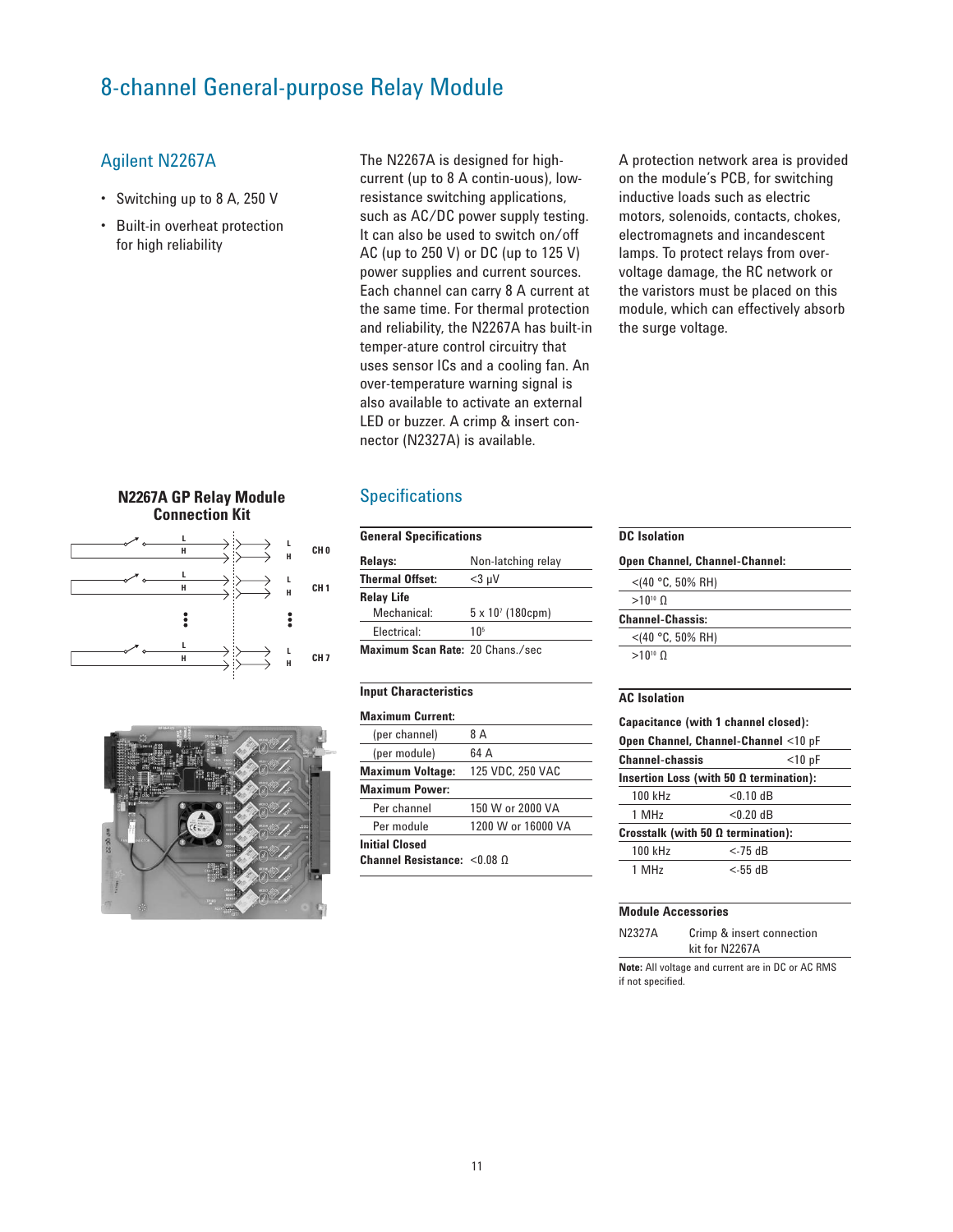# 8-channel General-purpose Relay Module

## Agilent N2267A

- Switching up to 8 A, 250 V
- Built-in overheat protection for high reliability

The N2267A is designed for high-current (up to 8 A contin-uous), low-resistance switching applications, such as AC/DC power supply testing. It can also be used to switch on/off AC (up to 250 V) or DC (up to 125 V) power supplies and current sources. Each channel can carry 8 A current at the same time. For thermal protection and reliability, the N2267A has built-in temper-ature control circuitry that uses sensor ICs and a cooling fan. An over-temperature warning signal is also available to activate an external LED or buzzer. A crimp & insert con-nector (N2327A) is available.

A protection network area is provided on the module's PCB, for switching inductive loads such as electric motors, solenoids, contacts, chokes, electromagnets and incandescent lamps. To protect relays from over-voltage damage, the RC network or the varistors must be placed on this module, which can effectively absorb the surge voltage.

**N2267A GP Relay Module Connection Kit**

## Specifications

| General Specifications | |
|---|---|
| **Relays:** | Non-latching relay |
| **Thermal Offset:** | <3 µV |
| **Relay Life** | |
| Mechanical: | 5 x $10^7$ (180cpm) |
| Electrical: | $10^5$ |
| **Maximum Scan Rate:** | 20 Chans./sec |

| Input Characteristics | |
|---|---|
| **Maximum Current:** | |
| (per channel) | 8 A |
| (per module) | 64 A |
| **Maximum Voltage:** | 125 VDC, 250 VAC |
| **Maximum Power:** | |
| Per channel | 150 W or 2000 VA |
| Per module | 1200 W or 16000 VA |
| **Initial Closed Channel Resistance:** | <0.08 Ω |

| DC Isolation |
|---|
| **Open Channel, Channel-Channel:** |
| <(40 °C, 50% RH) |
| >$10^{10}$ Ω |
| **Channel-Chassis:** |
| <(40 °C, 50% RH) |
| >$10^{10}$ Ω |

| AC Isolation | |
|---|---|
| **Capacitance (with 1 channel closed):** | |
| **Open Channel, Channel-Channel** | <10 pF |
| **Channel-chassis** | <10 pF |
| **Insertion Loss (with 50 Ω termination):** | |
| 100 kHz | <0.10 dB |
| 1 MHz | <0.20 dB |
| **Crosstalk (with 50 Ω termination):** | |
| 100 kHz | <-75 dB |
| 1 MHz | <-55 dB |

| Module Accessories | |
|---|---|
| N2327A | Crimp & insert connection kit for N2267A |

**Note:** All voltage and current are in DC or AC RMS if not specified.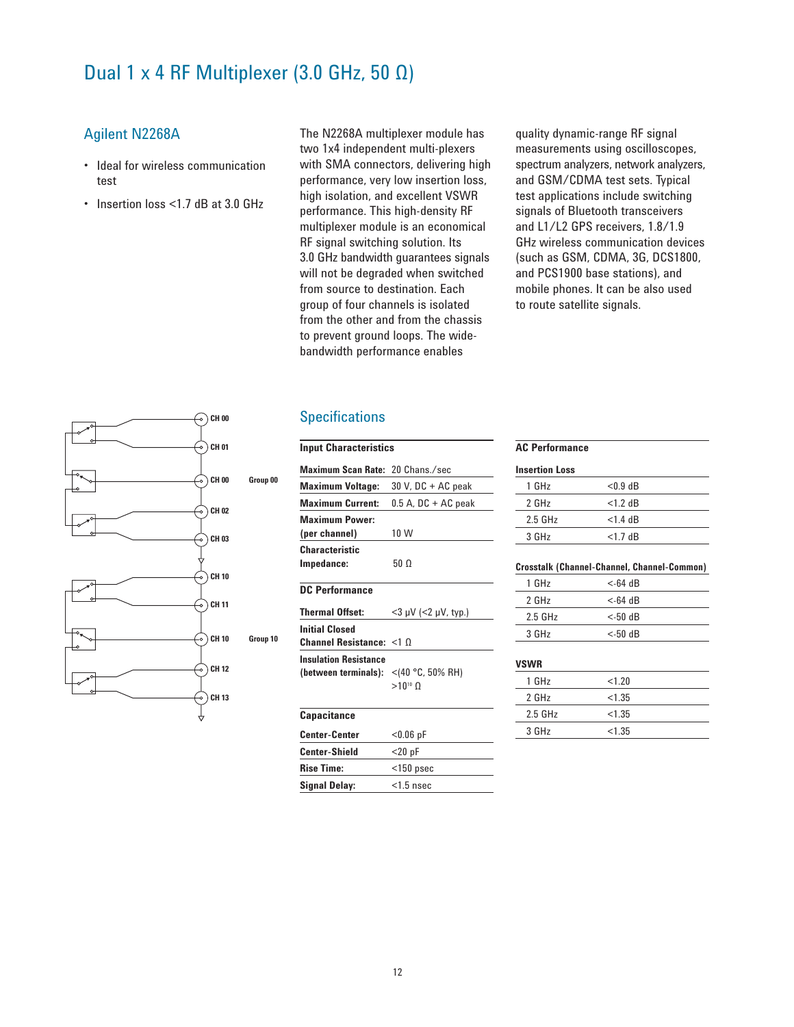# Dual 1 x 4 RF Multiplexer (3.0 GHz, 50 Ω)

## Agilent N2268A

- Ideal for wireless communication test
- Insertion loss <1.7 dB at 3.0 GHz

The N2268A multiplexer module has two 1x4 independent multi-plexers with SMA connectors, delivering high performance, very low insertion loss, high isolation, and excellent VSWR performance. This high-density RF multiplexer module is an economical RF signal switching solution. Its 3.0 GHz bandwidth guarantees signals will not be degraded when switched from source to destination. Each group of four channels is isolated from the other and from the chassis to prevent ground loops. The wide-bandwidth performance enables quality dynamic-range RF signal measurements using oscilloscopes, spectrum analyzers, network analyzers, and GSM/CDMA test sets. Typical test applications include switching signals of Bluetooth transceivers and L1/L2 GPS receivers, 1.8/1.9 GHz wireless communication devices (such as GSM, CDMA, 3G, DCS1800, and PCS1900 base stations), and mobile phones. It can be also used to route satellite signals.

CH 00, CH 01, CH 00 Group 00, CH 02, CH 03, CH 10, CH 11, CH 10 Group 10, CH 12, CH 13

## Specifications

**Input Characteristics**

| | |
|---|---|
| **Maximum Scan Rate:** | 20 Chans./sec |
| **Maximum Voltage:** | 30 V, DC + AC peak |
| **Maximum Current:** | 0.5 A, DC + AC peak |
| **Maximum Power: (per channel)** | 10 W |
| **Characteristic Impedance:** | 50 Ω |

**DC Performance**

| | |
|---|---|
| **Thermal Offset:** | <3 µV (<2 µV, typ.) |
| **Initial Closed Channel Resistance:** | <1 Ω |
| **Insulation Resistance (between terminals):** | <(40 °C, 50% RH) >$10^{10}$ Ω |

**Capacitance**

| | |
|---|---|
| **Center-Center** | <0.06 pF |
| **Center-Shield** | <20 pF |
| **Rise Time:** | <150 psec |
| **Signal Delay:** | <1.5 nsec |

**AC Performance**

**Insertion Loss**

| | |
|---|---|
| 1 GHz | <0.9 dB |
| 2 GHz | <1.2 dB |
| 2.5 GHz | <1.4 dB |
| 3 GHz | <1.7 dB |

**Crosstalk (Channel-Channel, Channel-Common)**

| | |
|---|---|
| 1 GHz | <-64 dB |
| 2 GHz | <-64 dB |
| 2.5 GHz | <-50 dB |
| 3 GHz | <-50 dB |

**VSWR**

| | |
|---|---|
| 1 GHz | <1.20 |
| 2 GHz | <1.35 |
| 2.5 GHz | <1.35 |
| 3 GHz | <1.35 |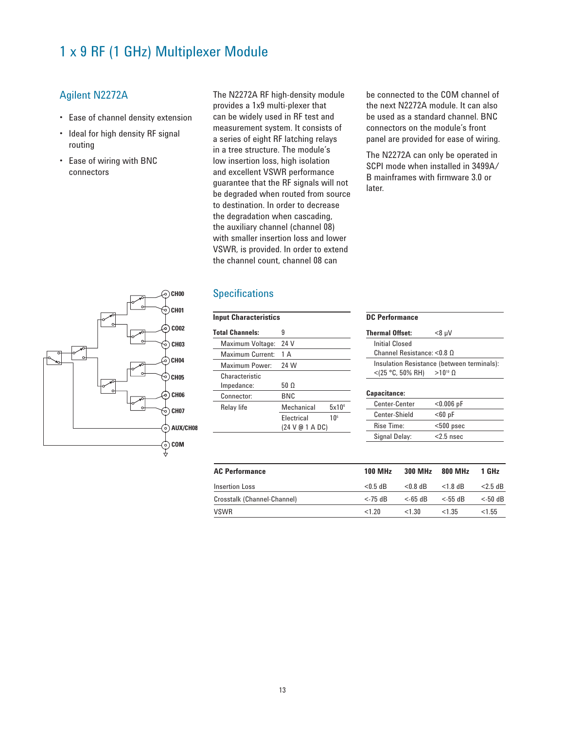# 1 x 9 RF (1 GHz) Multiplexer Module

## Agilent N2272A

- Ease of channel density extension
- Ideal for high density RF signal routing
- Ease of wiring with BNC connectors

The N2272A RF high-density module provides a 1x9 multi-plexer that can be widely used in RF test and measurement system. It consists of a series of eight RF latching relays in a tree structure. The module's low insertion loss, high isolation and excellent VSWR performance guarantee that the RF signals will not be degraded when routed from source to destination. In order to decrease the degradation when cascading, the auxiliary channel (channel 08) with smaller insertion loss and lower VSWR, is provided. In order to extend the channel count, channel 08 can be connected to the COM channel of the next N2272A module. It can also be used as a standard channel. BNC connectors on the module's front panel are provided for ease of wiring.

The N2272A can only be operated in SCPI mode when installed in 3499A/B mainframes with firmware 3.0 or later.

CH00
CH01
CO02
CH03
CH04
CH05
CH06
CH07
AUX/CH08
COM

## Specifications

| Input Characteristics | | |
|---|---|---|
| **Total Channels:** | 9 | |
| Maximum Voltage: | 24 V | |
| Maximum Current: | 1 A | |
| Maximum Power: | 24 W | |
| Characteristic Impedance: | 50 Ω | |
| Connector: | BNC | |
| Relay life | Mechanical | $5x10^6$ |
| | Electrical (24 V @ 1 A DC) | $10^5$ |

| DC Performance | |
|---|---|
| **Thermal Offset:** | <8 μV |
| Initial Closed Channel Resistance: | <0.8 Ω |
| Insulation Resistance (between terminals): <(25 °C, 50% RH) | $>10^{10}$ Ω |
| **Capacitance:** | |
| Center-Center | <0.006 pF |
| Center-Shield | <60 pF |
| Rise Time: | <500 psec |
| Signal Delay: | <2.5 nsec |

| AC Performance | 100 MHz | 300 MHz | 800 MHz | 1 GHz |
|---|---|---|---|---|
| Insertion Loss | <0.5 dB | <0.8 dB | <1.8 dB | <2.5 dB |
| Crosstalk (Channel-Channel) | <-75 dB | <-65 dB | <-55 dB | <-50 dB |
| VSWR | <1.20 | <1.30 | <1.35 | <1.55 |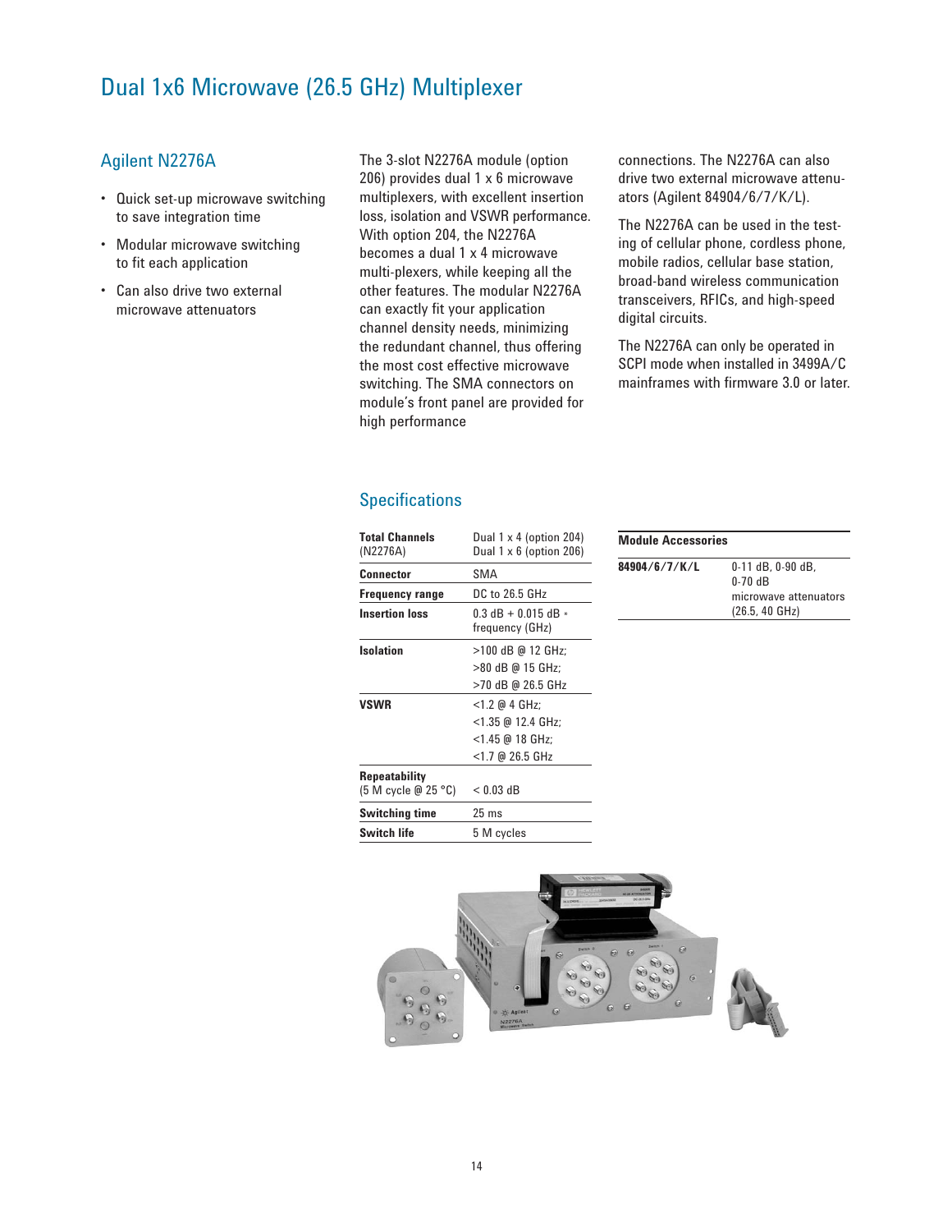# Dual 1x6 Microwave (26.5 GHz) Multiplexer

## Agilent N2276A

- Quick set-up microwave switching to save integration time
- Modular microwave switching to fit each application
- Can also drive two external microwave attenuators

The 3-slot N2276A module (option 206) provides dual 1 x 6 microwave multiplexers, with excellent insertion loss, isolation and VSWR performance. With option 204, the N2276A becomes a dual 1 x 4 microwave multi-plexers, while keeping all the other features. The modular N2276A can exactly fit your application channel density needs, minimizing the redundant channel, thus offering the most cost effective microwave switching. The SMA connectors on module's front panel are provided for high performance connections. The N2276A can also drive two external microwave attenuators (Agilent 84904/6/7/K/L).

The N2276A can be used in the testing of cellular phone, cordless phone, mobile radios, cellular base station, broad-band wireless communication transceivers, RFICs, and high-speed digital circuits.

The N2276A can only be operated in SCPI mode when installed in 3499A/C mainframes with firmware 3.0 or later.

## Specifications

| | |
|---|---|
| **Total Channels** (N2276A) | Dual 1 x 4 (option 204)<br>Dual 1 x 6 (option 206) |
| **Connector** | SMA |
| **Frequency range** | DC to 26.5 GHz |
| **Insertion loss** | 0.3 dB + 0.015 dB * frequency (GHz) |
| **Isolation** | >100 dB @ 12 GHz;<br>>80 dB @ 15 GHz;<br>>70 dB @ 26.5 GHz |
| **VSWR** | <1.2 @ 4 GHz;<br><1.35 @ 12.4 GHz;<br><1.45 @ 18 GHz;<br><1.7 @ 26.5 GHz |
| **Repeatability** (5 M cycle @ 25 °C) | < 0.03 dB |
| **Switching time** | 25 ms |
| **Switch life** | 5 M cycles |

| Module Accessories | |
|---|---|
| **84904/6/7/K/L** | 0-11 dB, 0-90 dB, 0-70 dB microwave attenuators (26.5, 40 GHz) |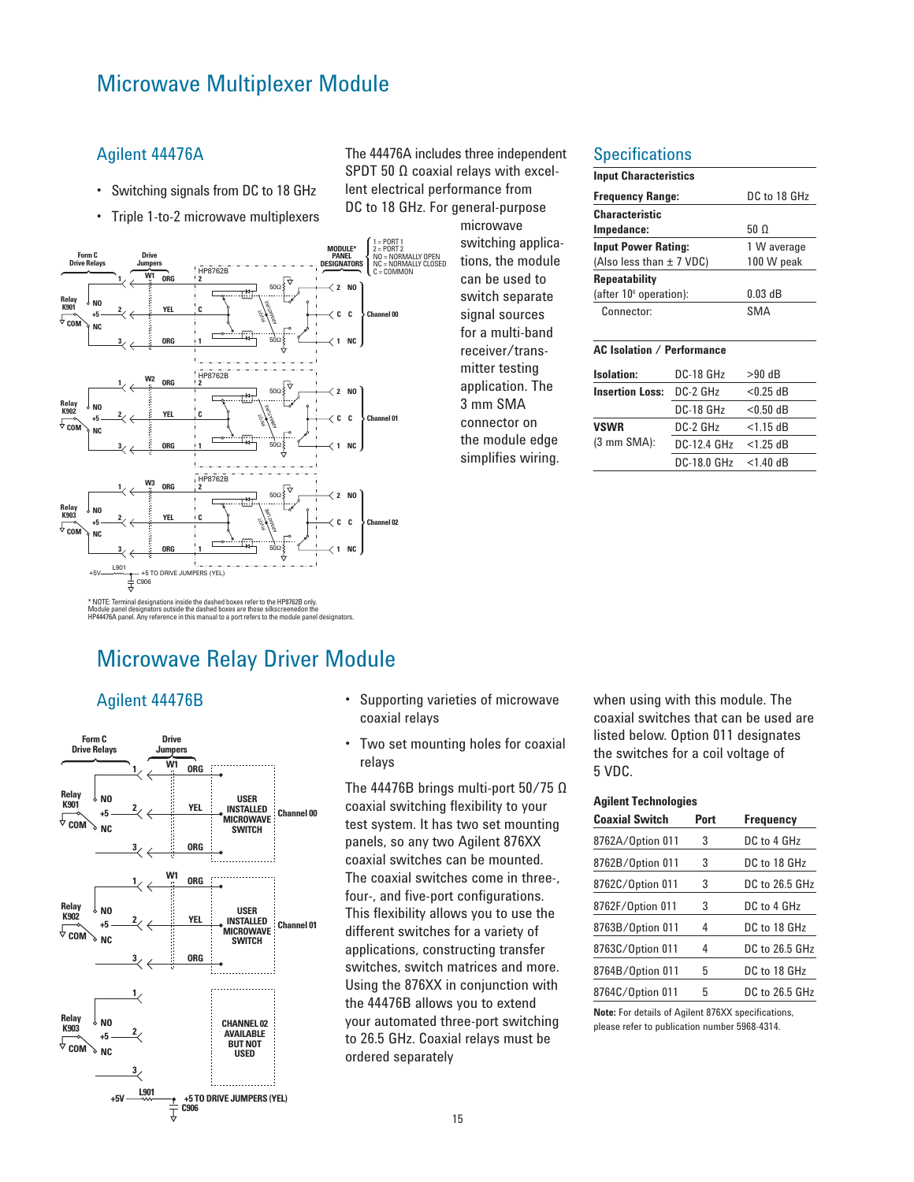# Microwave Multiplexer Module

## Agilent 44476A

- Switching signals from DC to 18 GHz
- Triple 1-to-2 microwave multiplexers

The 44476A includes three independent SPDT 50 Ω coaxial relays with excellent electrical performance from DC to 18 GHz. For general-purpose microwave switching applications, the module can be used to switch separate signal sources for a multi-band receiver/transmitter testing application. The 3 mm SMA connector on the module edge simplifies wiring.

\* NOTE: Terminal designations inside the dashed boxes refer to the HP8762B only. Module panel designators outside the dashed boxes are those silkscreenedon the HP44476A panel. Any reference in this manual to a port refers to the module panel designators.

### Specifications

| Input Characteristics | |
|---|---|
| **Frequency Range:** | DC to 18 GHz |
| **Characteristic Impedance:** | 50 Ω |
| **Input Power Rating:** (Also less than ± 7 VDC) | 1 W average 100 W peak |
| **Repeatability** (after $10^6$ operation): | 0.03 dB |
| Connector: | SMA |

| AC Isolation / Performance | | |
|---|---|---|
| **Isolation:** | DC-18 GHz | >90 dB |
| **Insertion Loss:** | DC-2 GHz | <0.25 dB |
| | DC-18 GHz | <0.50 dB |
| **VSWR** (3 mm SMA): | DC-2 GHz | <1.15 dB |
| | DC-12.4 GHz | <1.25 dB |
| | DC-18.0 GHz | <1.40 dB |

# Microwave Relay Driver Module

## Agilent 44476B

- Supporting varieties of microwave coaxial relays
- Two set mounting holes for coaxial relays

The 44476B brings multi-port 50/75 Ω coaxial switching flexibility to your test system. It has two set mounting panels, so any two Agilent 876XX coaxial switches can be mounted. The coaxial switches come in three-, four-, and five-port configurations. This flexibility allows you to use the different switches for a variety of applications, constructing transfer switches, switch matrices and more. Using the 876XX in conjunction with the 44476B allows you to extend your automated three-port switching to 26.5 GHz. Coaxial relays must be ordered separately when using with this module. The coaxial switches that can be used are listed below. Option 011 designates the switches for a coil voltage of 5 VDC.

**Agilent Technologies**

| Coaxial Switch | Port | Frequency |
|---|---|---|
| 8762A/Option 011 | 3 | DC to 4 GHz |
| 8762B/Option 011 | 3 | DC to 18 GHz |
| 8762C/Option 011 | 3 | DC to 26.5 GHz |
| 8762F/Option 011 | 3 | DC to 4 GHz |
| 8763B/Option 011 | 4 | DC to 18 GHz |
| 8763C/Option 011 | 4 | DC to 26.5 GHz |
| 8764B/Option 011 | 5 | DC to 18 GHz |
| 8764C/Option 011 | 5 | DC to 26.5 GHz |

**Note:** For details of Agilent 876XX specifications, please refer to publication number 5968-4314.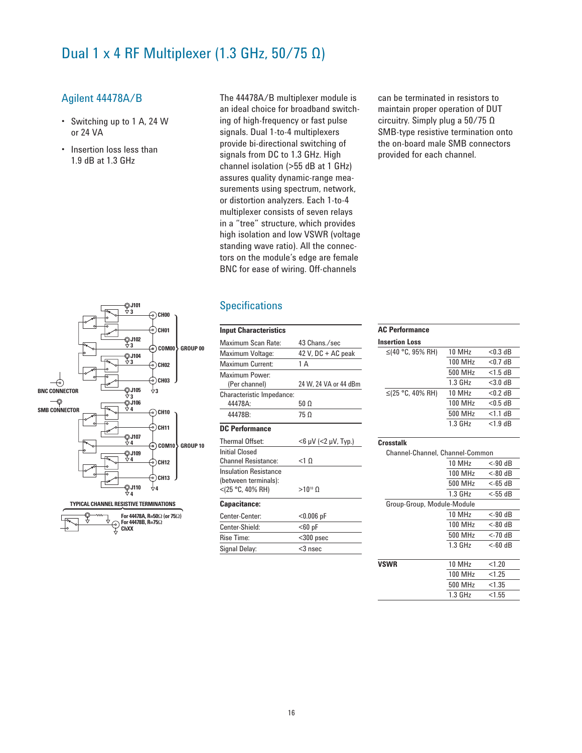# Dual 1 x 4 RF Multiplexer (1.3 GHz, 50/75 Ω)

## Agilent 44478A/B

- Switching up to 1 A, 24 W or 24 VA
- Insertion loss less than 1.9 dB at 1.3 GHz

The 44478A/B multiplexer module is an ideal choice for broadband switching of high-frequency or fast pulse signals. Dual 1-to-4 multiplexers provide bi-directional switching of signals from DC to 1.3 GHz. High channel isolation (>55 dB at 1 GHz) assures quality dynamic-range measurements using spectrum, network, or distortion analyzers. Each 1-to-4 multiplexer consists of seven relays in a "tree" structure, which provides high isolation and low VSWR (voltage standing wave ratio). All the connectors on the module's edge are female BNC for ease of wiring. Off-channels can be terminated in resistors to maintain proper operation of DUT circuitry. Simply plug a 50/75 Ω SMB-type resistive termination onto the on-board male SMB connectors provided for each channel.

J101, 3, CH00, CH01, J102, 3, COM00, GROUP 00, J104, 3, CH02, CH03, BNC CONNECTOR, J105, 3, 3, SMB CONNECTOR, J106, 4, CH10, CH11, J107, 4, COM10, GROUP 10, J109, 4, CH12, CH13, J110, 4, 4

TYPICAL CHANNEL RESISTIVE TERMINATIONS

For 44478A, R=50Ω (or 75Ω)
For 44478B, R=75Ω
ChXX

## Specifications

| Input Characteristics | |
|---|---|
| Maximum Scan Rate: | 43 Chans./sec |
| Maximum Voltage: | 42 V, DC + AC peak |
| Maximum Current: | 1 A |
| Maximum Power: (Per channel) | 24 W, 24 VA or 44 dBm |
| Characteristic Impedance: | |
| 44478A: | 50 Ω |
| 44478B: | 75 Ω |
| **DC Performance** | |
| Thermal Offset: | <6 μV (<2 μV, Typ.) |
| Initial Closed Channel Resistance: | <1 Ω |
| Insulation Resistance (between terminals): <(25 °C, 40% RH) | >$10^{10}$ Ω |
| **Capacitance:** | |
| Center-Center: | <0.006 pF |
| Center-Shield: | <60 pF |
| Rise Time: | <300 psec |
| Signal Delay: | <3 nsec |

| AC Performance | | |
|---|---|---|
| **Insertion Loss** | | |
| ≤(40 °C, 95% RH) | 10 MHz | <0.3 dB |
| | 100 MHz | <0.7 dB |
| | 500 MHz | <1.5 dB |
| | 1.3 GHz | <3.0 dB |
| ≤(25 °C, 40% RH) | 10 MHz | <0.2 dB |
| | 100 MHz | <0.5 dB |
| | 500 MHz | <1.1 dB |
| | 1.3 GHz | <1.9 dB |
| **Crosstalk** | | |
| Channel-Channel, Channel-Common | | |
| | 10 MHz | <-90 dB |
| | 100 MHz | <-80 dB |
| | 500 MHz | <-65 dB |
| | 1.3 GHz | <-55 dB |
| Group-Group, Module-Module | | |
| | 10 MHz | <-90 dB |
| | 100 MHz | <-80 dB |
| | 500 MHz | <-70 dB |
| | 1.3 GHz | <-60 dB |
| **VSWR** | 10 MHz | <1.20 |
| | 100 MHz | <1.25 |
| | 500 MHz | <1.35 |
| | 1.3 GHz | <1.55 |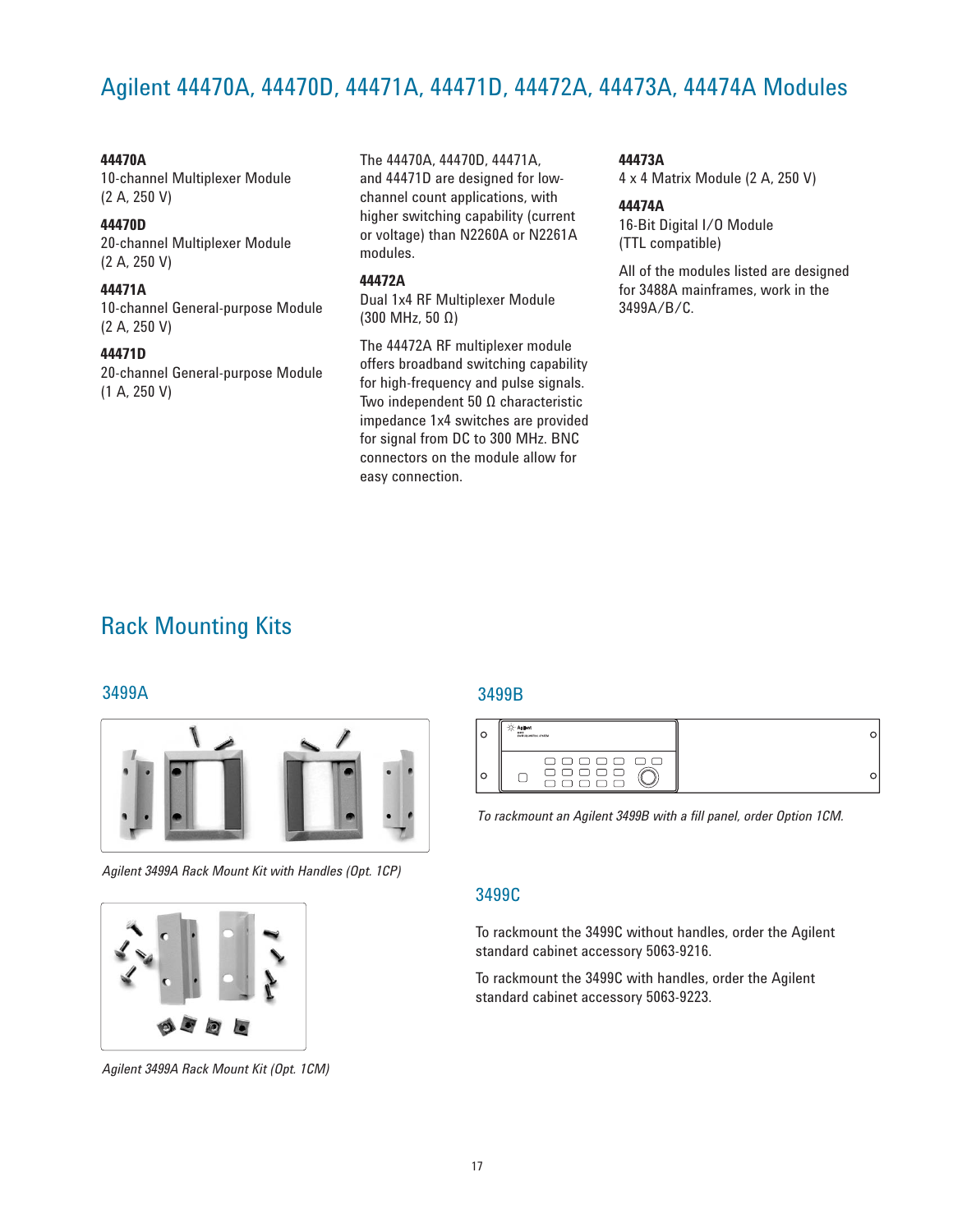# Agilent 44470A, 44470D, 44471A, 44471D, 44472A, 44473A, 44474A Modules

**44470A**
10-channel Multiplexer Module (2 A, 250 V)

**44470D**
20-channel Multiplexer Module (2 A, 250 V)

**44471A**
10-channel General-purpose Module (2 A, 250 V)

**44471D**
20-channel General-purpose Module (1 A, 250 V)

The 44470A, 44470D, 44471A, and 44471D are designed for low-channel count applications, with higher switching capability (current or voltage) than N2260A or N2261A modules.

**44472A**
Dual 1x4 RF Multiplexer Module (300 MHz, 50 Ω)

The 44472A RF multiplexer module offers broadband switching capability for high-frequency and pulse signals. Two independent 50 Ω characteristic impedance 1x4 switches are provided for signal from DC to 300 MHz. BNC connectors on the module allow for easy connection.

**44473A**
4 x 4 Matrix Module (2 A, 250 V)

**44474A**
16-Bit Digital I/O Module (TTL compatible)

All of the modules listed are designed for 3488A mainframes, work in the 3499A/B/C.

## Rack Mounting Kits

### 3499A

*Agilent 3499A Rack Mount Kit with Handles (Opt. 1CP)*

*Agilent 3499A Rack Mount Kit (Opt. 1CM)*

### 3499B

*To rackmount an Agilent 3499B with a fill panel, order Option 1CM.*

### 3499C

To rackmount the 3499C without handles, order the Agilent standard cabinet accessory 5063-9216.

To rackmount the 3499C with handles, order the Agilent standard cabinet accessory 5063-9223.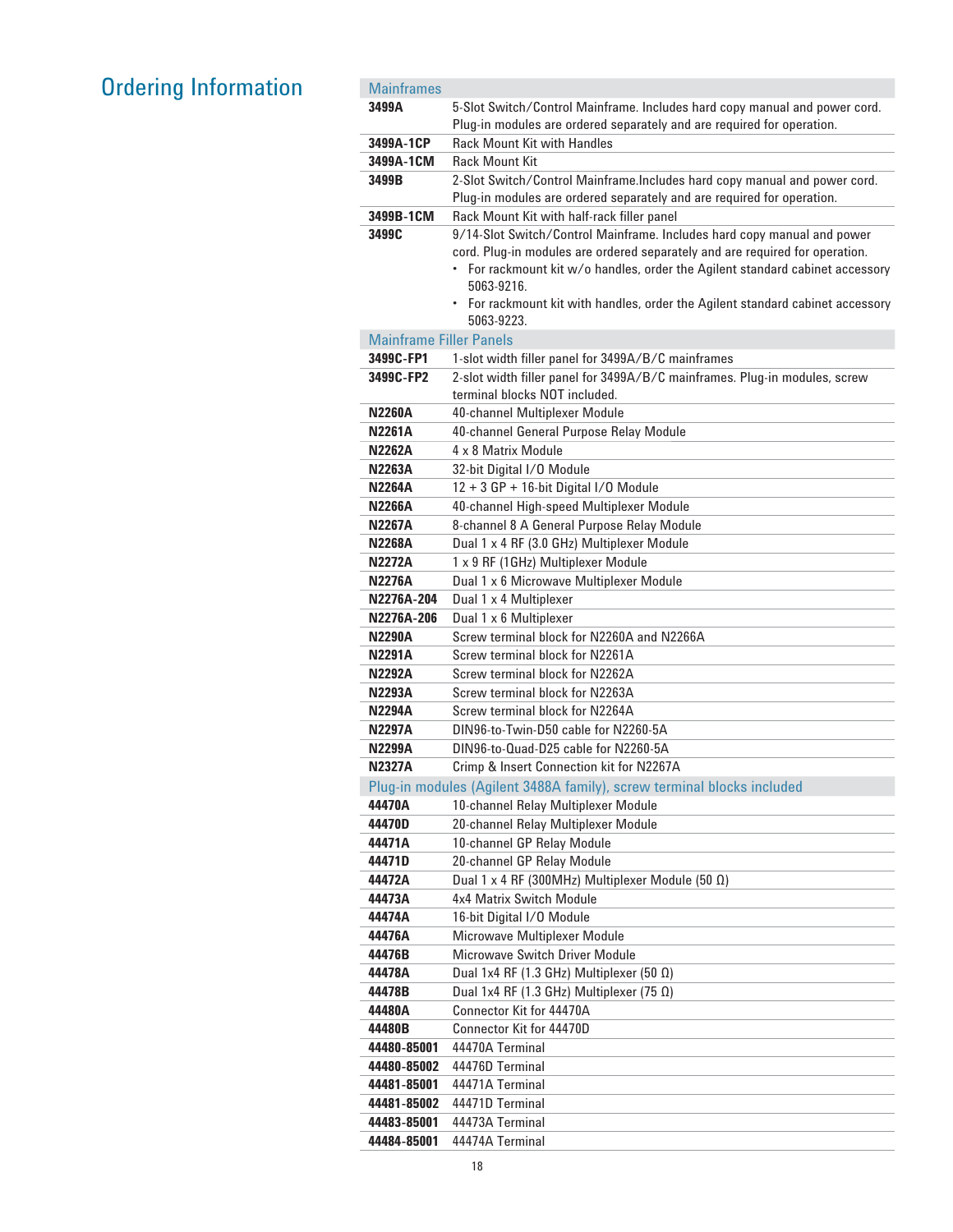# Ordering Information

| Mainframes | |
|---|---|
| **3499A** | 5-Slot Switch/Control Mainframe. Includes hard copy manual and power cord. Plug-in modules are ordered separately and are required for operation. |
| **3499A-1CP** | Rack Mount Kit with Handles |
| **3499A-1CM** | Rack Mount Kit |
| **3499B** | 2-Slot Switch/Control Mainframe.Includes hard copy manual and power cord. Plug-in modules are ordered separately and are required for operation. |
| **3499B-1CM** | Rack Mount Kit with half-rack filler panel |
| **3499C** | 9/14-Slot Switch/Control Mainframe. Includes hard copy manual and power cord. Plug-in modules are ordered separately and are required for operation. • For rackmount kit w/o handles, order the Agilent standard cabinet accessory 5063-9216. • For rackmount kit with handles, order the Agilent standard cabinet accessory 5063-9223. |
| **Mainframe Filler Panels** | |
| **3499C-FP1** | 1-slot width filler panel for 3499A/B/C mainframes |
| **3499C-FP2** | 2-slot width filler panel for 3499A/B/C mainframes. Plug-in modules, screw terminal blocks NOT included. |
| **N2260A** | 40-channel Multiplexer Module |
| **N2261A** | 40-channel General Purpose Relay Module |
| **N2262A** | 4 x 8 Matrix Module |
| **N2263A** | 32-bit Digital I/O Module |
| **N2264A** | 12 + 3 GP + 16-bit Digital I/O Module |
| **N2266A** | 40-channel High-speed Multiplexer Module |
| **N2267A** | 8-channel 8 A General Purpose Relay Module |
| **N2268A** | Dual 1 x 4 RF (3.0 GHz) Multiplexer Module |
| **N2272A** | 1 x 9 RF (1GHz) Multiplexer Module |
| **N2276A** | Dual 1 x 6 Microwave Multiplexer Module |
| **N2276A-204** | Dual 1 x 4 Multiplexer |
| **N2276A-206** | Dual 1 x 6 Multiplexer |
| **N2290A** | Screw terminal block for N2260A and N2266A |
| **N2291A** | Screw terminal block for N2261A |
| **N2292A** | Screw terminal block for N2262A |
| **N2293A** | Screw terminal block for N2263A |
| **N2294A** | Screw terminal block for N2264A |
| **N2297A** | DIN96-to-Twin-D50 cable for N2260-5A |
| **N2299A** | DIN96-to-Quad-D25 cable for N2260-5A |
| **N2327A** | Crimp & Insert Connection kit for N2267A |
| **Plug-in modules (Agilent 3488A family), screw terminal blocks included** | |
| **44470A** | 10-channel Relay Multiplexer Module |
| **44470D** | 20-channel Relay Multiplexer Module |
| **44471A** | 10-channel GP Relay Module |
| **44471D** | 20-channel GP Relay Module |
| **44472A** | Dual 1 x 4 RF (300MHz) Multiplexer Module (50 Ω) |
| **44473A** | 4x4 Matrix Switch Module |
| **44474A** | 16-bit Digital I/O Module |
| **44476A** | Microwave Multiplexer Module |
| **44476B** | Microwave Switch Driver Module |
| **44478A** | Dual 1x4 RF (1.3 GHz) Multiplexer (50 Ω) |
| **44478B** | Dual 1x4 RF (1.3 GHz) Multiplexer (75 Ω) |
| **44480A** | Connector Kit for 44470A |
| **44480B** | Connector Kit for 44470D |
| **44480-85001** | 44470A Terminal |
| **44480-85002** | 44476D Terminal |
| **44481-85001** | 44471A Terminal |
| **44481-85002** | 44471D Terminal |
| **44483-85001** | 44473A Terminal |
| **44484-85001** | 44474A Terminal |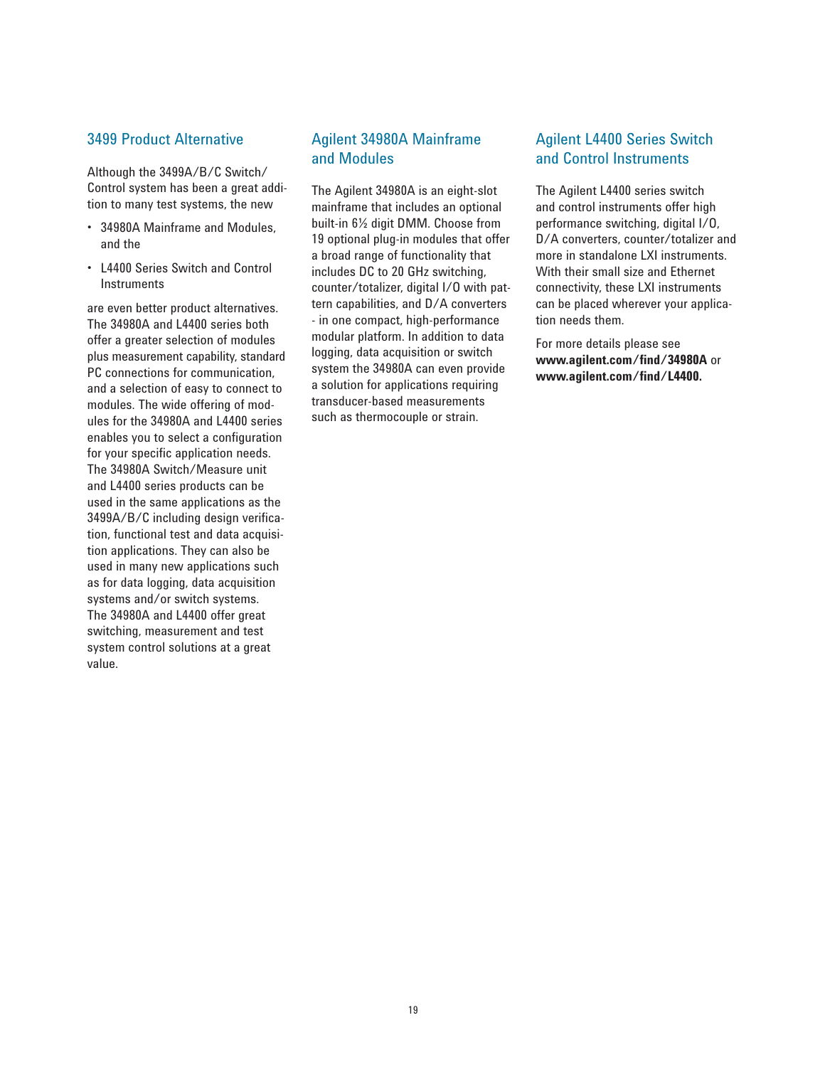## 3499 Product Alternative

Although the 3499A/B/C Switch/Control system has been a great addition to many test systems, the new

- 34980A Mainframe and Modules, and the
- L4400 Series Switch and Control Instruments

are even better product alternatives. The 34980A and L4400 series both offer a greater selection of modules plus measurement capability, standard PC connections for communication, and a selection of easy to connect to modules. The wide offering of modules for the 34980A and L4400 series enables you to select a configuration for your specific application needs. The 34980A Switch/Measure unit and L4400 series products can be used in the same applications as the 3499A/B/C including design verification, functional test and data acquisition applications. They can also be used in many new applications such as for data logging, data acquisition systems and/or switch systems. The 34980A and L4400 offer great switching, measurement and test system control solutions at a great value.

## Agilent 34980A Mainframe and Modules

The Agilent 34980A is an eight-slot mainframe that includes an optional built-in 6½ digit DMM. Choose from 19 optional plug-in modules that offer a broad range of functionality that includes DC to 20 GHz switching, counter/totalizer, digital I/O with pattern capabilities, and D/A converters - in one compact, high-performance modular platform. In addition to data logging, data acquisition or switch system the 34980A can even provide a solution for applications requiring transducer-based measurements such as thermocouple or strain.

## Agilent L4400 Series Switch and Control Instruments

The Agilent L4400 series switch and control instruments offer high performance switching, digital I/O, D/A converters, counter/totalizer and more in standalone LXI instruments. With their small size and Ethernet connectivity, these LXI instruments can be placed wherever your application needs them.

For more details please see **www.agilent.com/find/34980A** or **www.agilent.com/find/L4400.**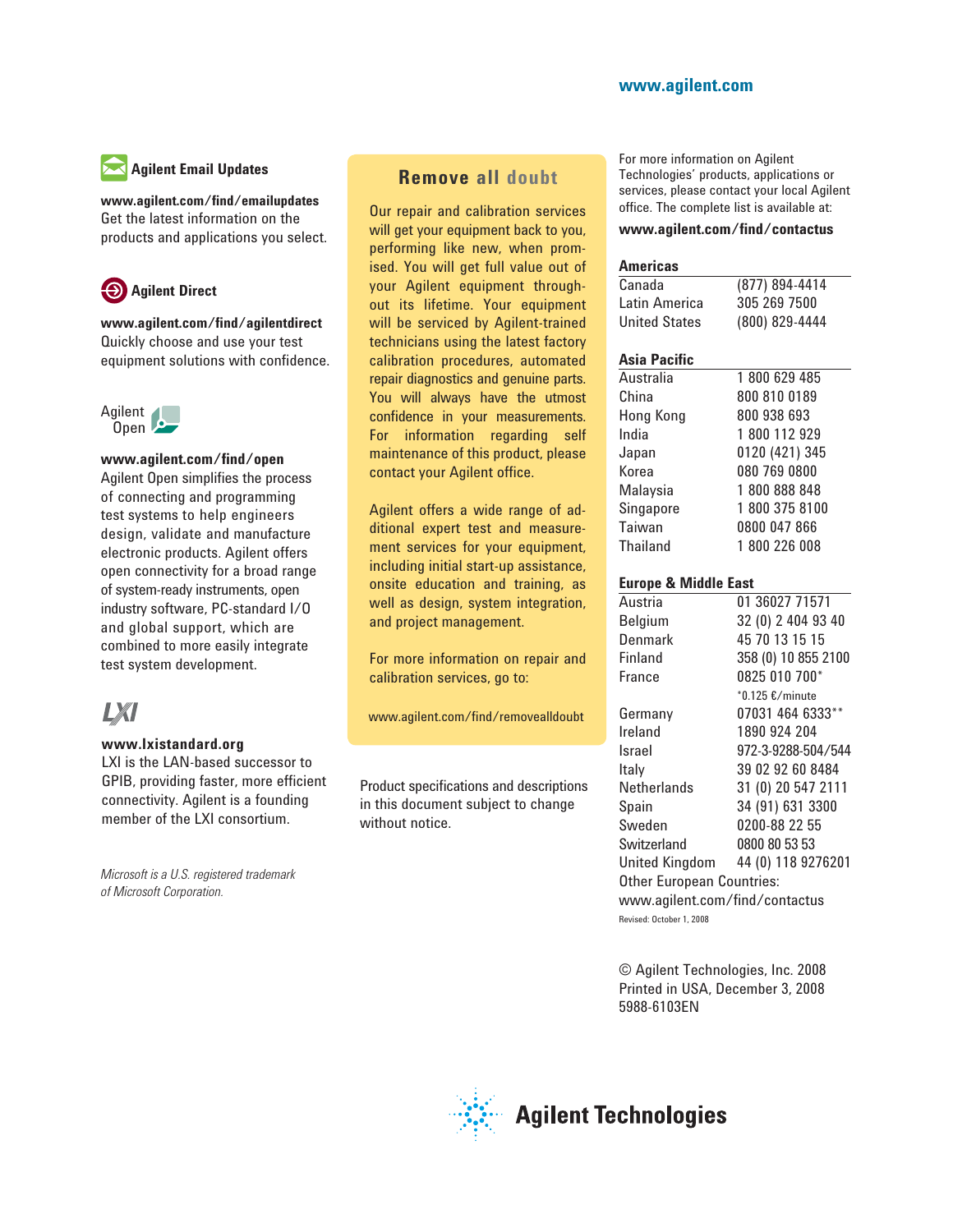www.agilent.com

### Agilent Email Updates

**www.agilent.com/find/emailupdates**
Get the latest information on the products and applications you select.

### Agilent Direct

**www.agilent.com/find/agilentdirect**
Quickly choose and use your test equipment solutions with confidence.

### Agilent Open

**www.agilent.com/find/open**
Agilent Open simplifies the process of connecting and programming test systems to help engineers design, validate and manufacture electronic products. Agilent offers open connectivity for a broad range of system-ready instruments, open industry software, PC-standard I/O and global support, which are combined to more easily integrate test system development.

### LXI

**www.lxistandard.org**
LXI is the LAN-based successor to GPIB, providing faster, more efficient connectivity. Agilent is a founding member of the LXI consortium.

*Microsoft is a U.S. registered trademark of Microsoft Corporation.*

## Remove all doubt

Our repair and calibration services will get your equipment back to you, performing like new, when promised. You will get full value out of your Agilent equipment throughout its lifetime. Your equipment will be serviced by Agilent-trained technicians using the latest factory calibration procedures, automated repair diagnostics and genuine parts. You will always have the utmost confidence in your measurements. For information regarding self maintenance of this product, please contact your Agilent office.

Agilent offers a wide range of additional expert test and measurement services for your equipment, including initial start-up assistance, onsite education and training, as well as design, system integration, and project management.

For more information on repair and calibration services, go to:

www.agilent.com/find/removealldoubt

Product specifications and descriptions in this document subject to change without notice.

For more information on Agilent Technologies' products, applications or services, please contact your local Agilent office. The complete list is available at:

**www.agilent.com/find/contactus**

| **Americas** | |
|---|---|
| Canada | (877) 894-4414 |
| Latin America | 305 269 7500 |
| United States | (800) 829-4444 |

| **Asia Pacific** | |
|---|---|
| Australia | 1 800 629 485 |
| China | 800 810 0189 |
| Hong Kong | 800 938 693 |
| India | 1 800 112 929 |
| Japan | 0120 (421) 345 |
| Korea | 080 769 0800 |
| Malaysia | 1 800 888 848 |
| Singapore | 1 800 375 8100 |
| Taiwan | 0800 047 866 |
| Thailand | 1 800 226 008 |

| **Europe & Middle East** | |
|---|---|
| Austria | 01 36027 71571 |
| Belgium | 32 (0) 2 404 93 40 |
| Denmark | 45 70 13 15 15 |
| Finland | 358 (0) 10 855 2100 |
| France | 0825 010 700* *0.125 €/minute |
| Germany | 07031 464 6333** |
| Ireland | 1890 924 204 |
| Israel | 972-3-9288-504/544 |
| Italy | 39 02 92 60 8484 |
| Netherlands | 31 (0) 20 547 2111 |
| Spain | 34 (91) 631 3300 |
| Sweden | 0200-88 22 55 |
| Switzerland | 0800 80 53 53 |
| United Kingdom | 44 (0) 118 9276201 |

Other European Countries:
www.agilent.com/find/contactus

Revised: October 1, 2008

© Agilent Technologies, Inc. 2008
Printed in USA, December 3, 2008
5988-6103EN

Agilent Technologies